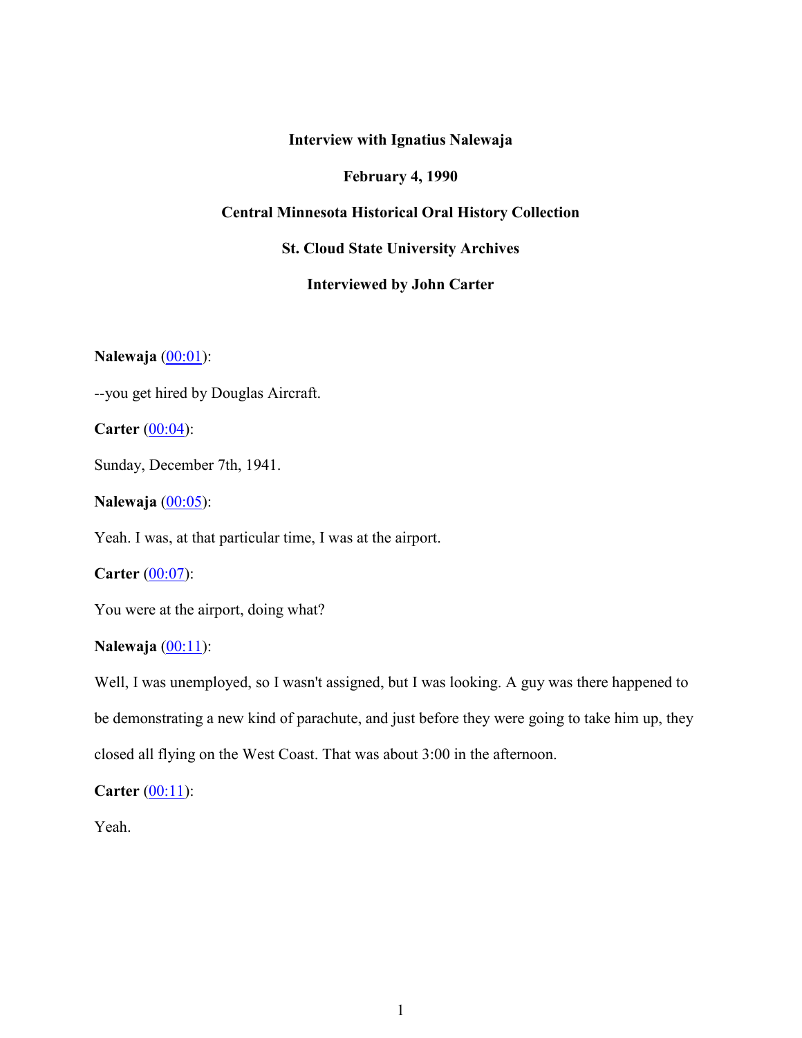**Interview with Ignatius Nalewaja**

**February 4, 1990**

**Central Minnesota Historical Oral History Collection**

**St. Cloud State University Archives**

**Interviewed by John Carter**

**Nalewaja** (00:01):

--you get hired by Douglas Aircraft.

**Carter** (00:04):

Sunday, December 7th, 1941.

**Nalewaja** (00:05):

Yeah. I was, at that particular time, I was at the airport.

**Carter** (00:07):

You were at the airport, doing what?

**Nalewaja** (00:11):

Well, I was unemployed, so I wasn't assigned, but I was looking. A guy was there happened to be demonstrating a new kind of parachute, and just before they were going to take him up, they closed all flying on the West Coast. That was about 3:00 in the afternoon.

**Carter** (00:11):

Yeah.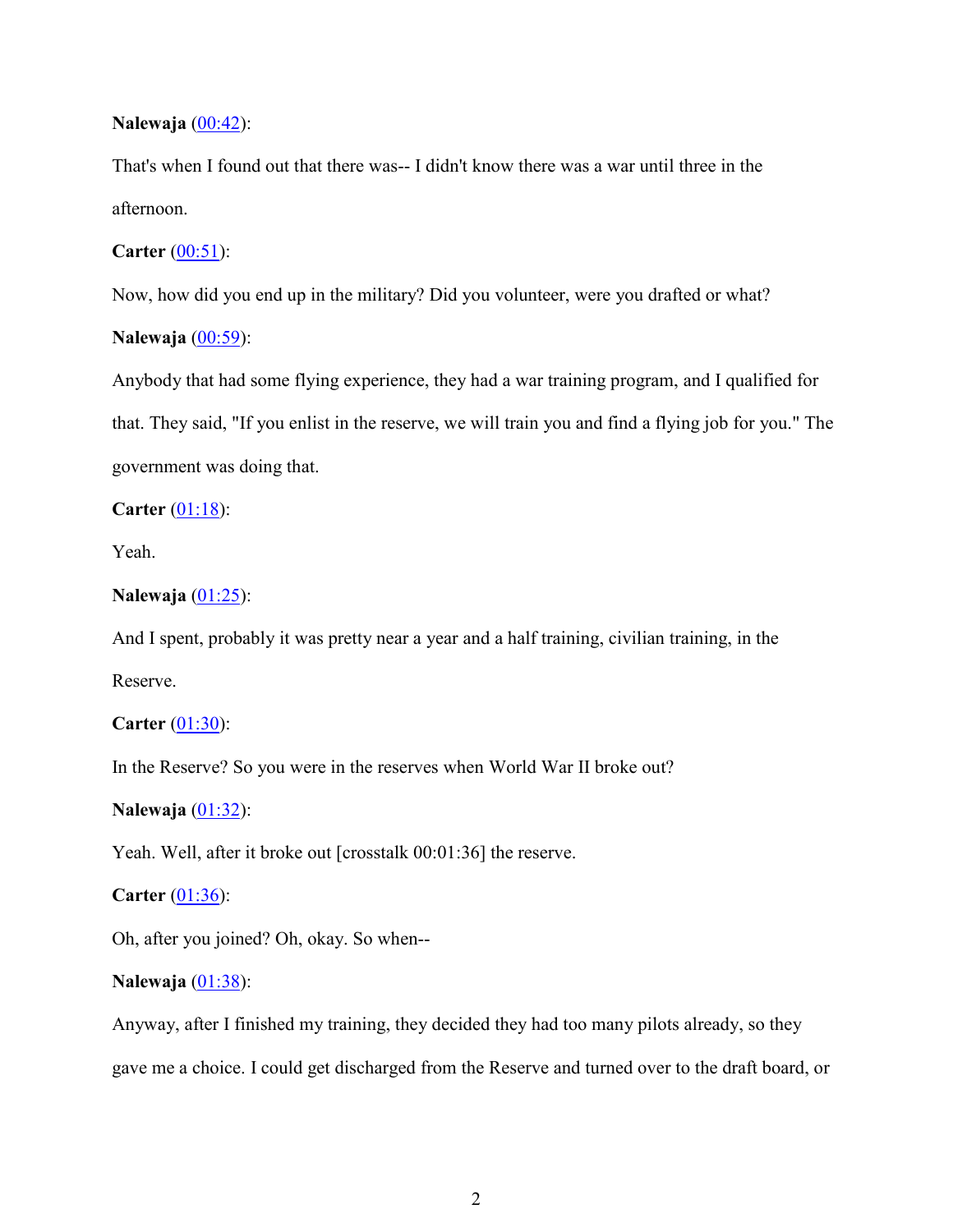**Nalewaja** ([00:42]):

That's when I found out that there was-- I didn't know there was a war until three in the afternoon.

**Carter** ([00:51]):

Now, how did you end up in the military? Did you volunteer, were you drafted or what?

**Nalewaja** ([00:59]):

Anybody that had some flying experience, they had a war training program, and I qualified for that. They said, "If you enlist in the reserve, we will train you and find a flying job for you." The government was doing that.

**Carter** ([01:18]):

Yeah.

**Nalewaja** ([01:25]):

And I spent, probably it was pretty near a year and a half training, civilian training, in the Reserve.

**Carter** ([01:30]):

In the Reserve? So you were in the reserves when World War II broke out?

**Nalewaja** ([01:32]):

Yeah. Well, after it broke out [crosstalk 00:01:36] the reserve.

**Carter** ([01:36]):

Oh, after you joined? Oh, okay. So when--

**Nalewaja** ([01:38]):

Anyway, after I finished my training, they decided they had too many pilots already, so they gave me a choice. I could get discharged from the Reserve and turned over to the draft board, or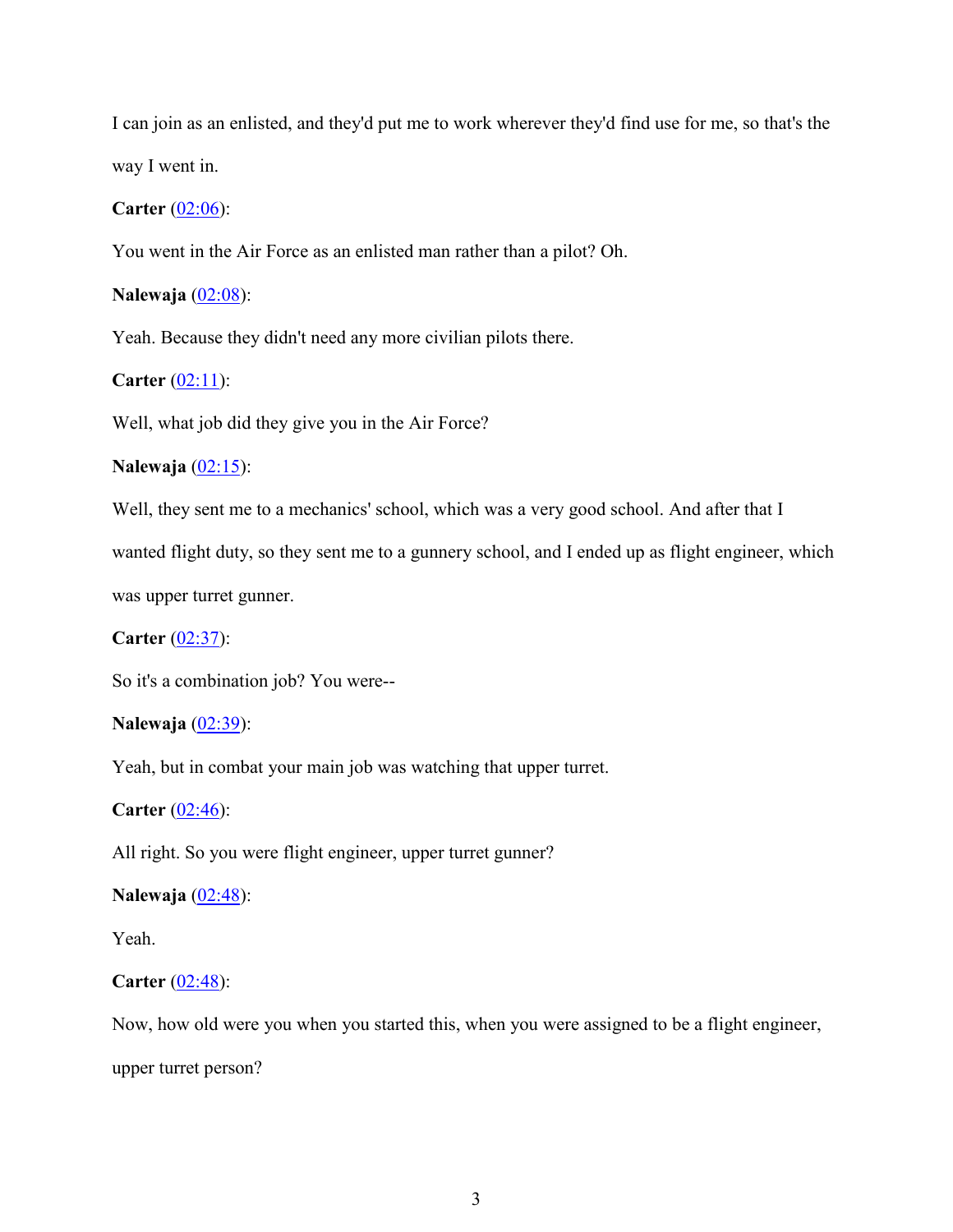I can join as an enlisted, and they'd put me to work wherever they'd find use for me, so that's the way I went in.

**Carter** (02:06):

You went in the Air Force as an enlisted man rather than a pilot? Oh.

**Nalewaja** (02:08):

Yeah. Because they didn't need any more civilian pilots there.

**Carter** (02:11):

Well, what job did they give you in the Air Force?

**Nalewaja** (02:15):

Well, they sent me to a mechanics' school, which was a very good school. And after that I wanted flight duty, so they sent me to a gunnery school, and I ended up as flight engineer, which was upper turret gunner.

**Carter** (02:37):

So it's a combination job? You were--

**Nalewaja** (02:39):

Yeah, but in combat your main job was watching that upper turret.

**Carter** (02:46):

All right. So you were flight engineer, upper turret gunner?

**Nalewaja** (02:48):

Yeah.

**Carter** (02:48):

Now, how old were you when you started this, when you were assigned to be a flight engineer, upper turret person?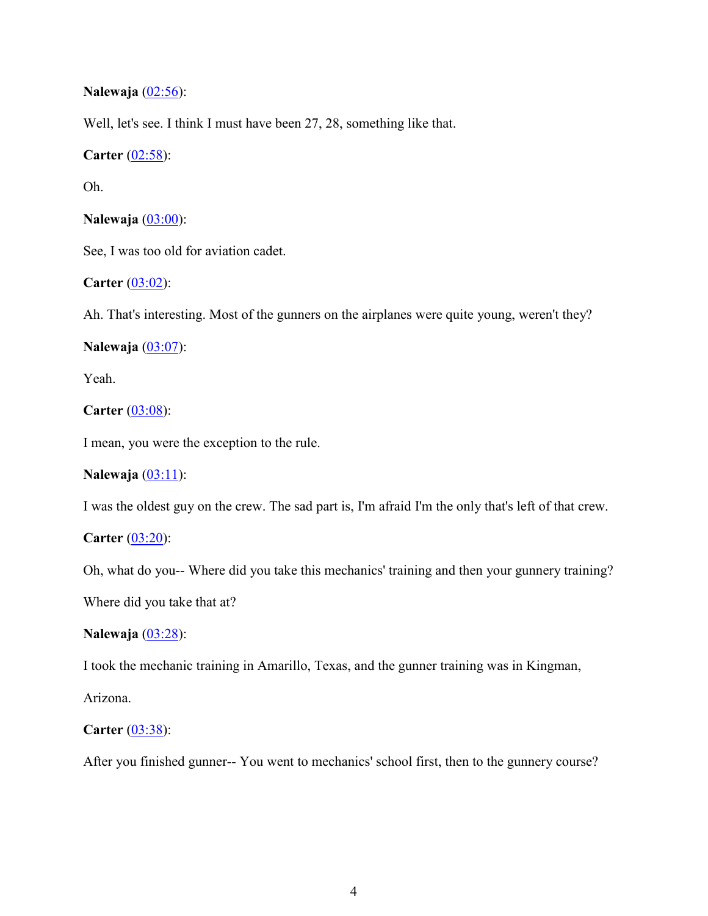**Nalewaja** (02:56):

Well, let's see. I think I must have been 27, 28, something like that.

**Carter** (02:58):

Oh.

**Nalewaja** (03:00):

See, I was too old for aviation cadet.

**Carter** (03:02):

Ah. That's interesting. Most of the gunners on the airplanes were quite young, weren't they?

**Nalewaja** (03:07):

Yeah.

**Carter** (03:08):

I mean, you were the exception to the rule.

**Nalewaja** (03:11):

I was the oldest guy on the crew. The sad part is, I'm afraid I'm the only that's left of that crew.

**Carter** (03:20):

Oh, what do you-- Where did you take this mechanics' training and then your gunnery training? Where did you take that at?

**Nalewaja** (03:28):

I took the mechanic training in Amarillo, Texas, and the gunner training was in Kingman, Arizona.

**Carter** (03:38):

After you finished gunner-- You went to mechanics' school first, then to the gunnery course?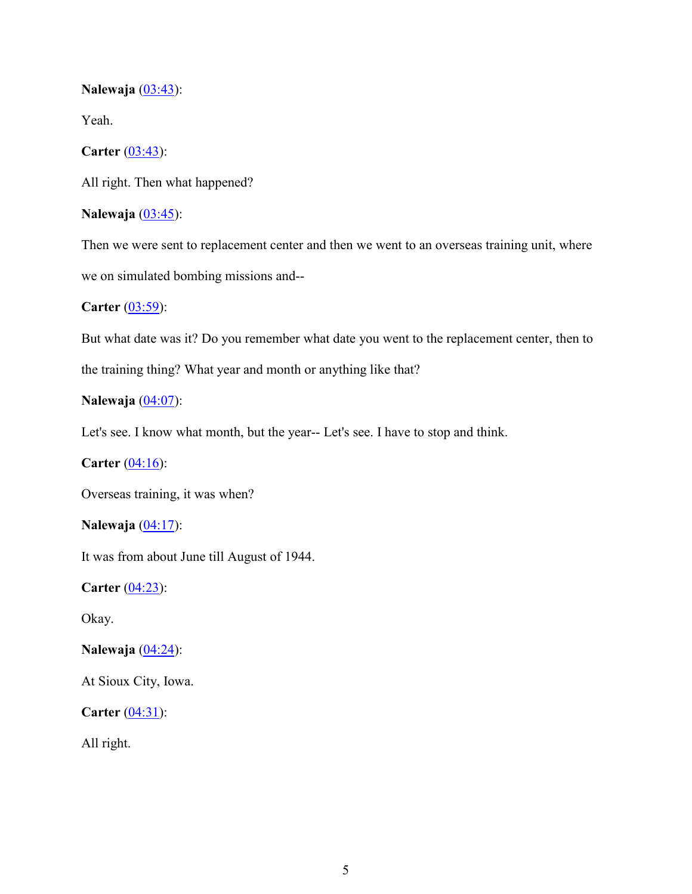**Nalewaja** (03:43):

Yeah.

**Carter** (03:43):

All right. Then what happened?

**Nalewaja** (03:45):

Then we were sent to replacement center and then we went to an overseas training unit, where we on simulated bombing missions and--

**Carter** (03:59):

But what date was it? Do you remember what date you went to the replacement center, then to the training thing? What year and month or anything like that?

**Nalewaja** (04:07):

Let's see. I know what month, but the year-- Let's see. I have to stop and think.

**Carter** (04:16):

Overseas training, it was when?

**Nalewaja** (04:17):

It was from about June till August of 1944.

**Carter** (04:23):

Okay.

**Nalewaja** (04:24):

At Sioux City, Iowa.

**Carter** (04:31):

All right.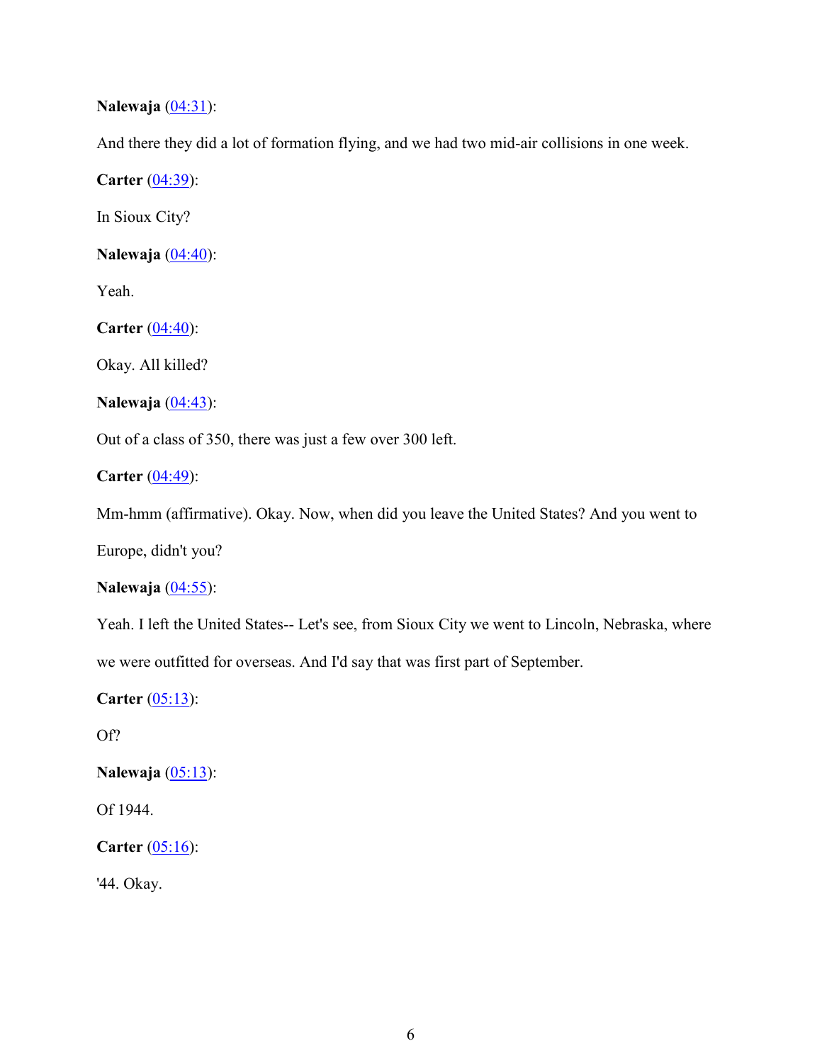**Nalewaja** (04:31):

And there they did a lot of formation flying, and we had two mid-air collisions in one week.

**Carter** (04:39):

In Sioux City?

**Nalewaja** (04:40):

Yeah.

**Carter** (04:40):

Okay. All killed?

**Nalewaja** (04:43):

Out of a class of 350, there was just a few over 300 left.

**Carter** (04:49):

Mm-hmm (affirmative). Okay. Now, when did you leave the United States? And you went to Europe, didn't you?

**Nalewaja** (04:55):

Yeah. I left the United States-- Let's see, from Sioux City we went to Lincoln, Nebraska, where we were outfitted for overseas. And I'd say that was first part of September.

**Carter** (05:13):

Of?

**Nalewaja** (05:13):

Of 1944.

**Carter** (05:16):

'44. Okay.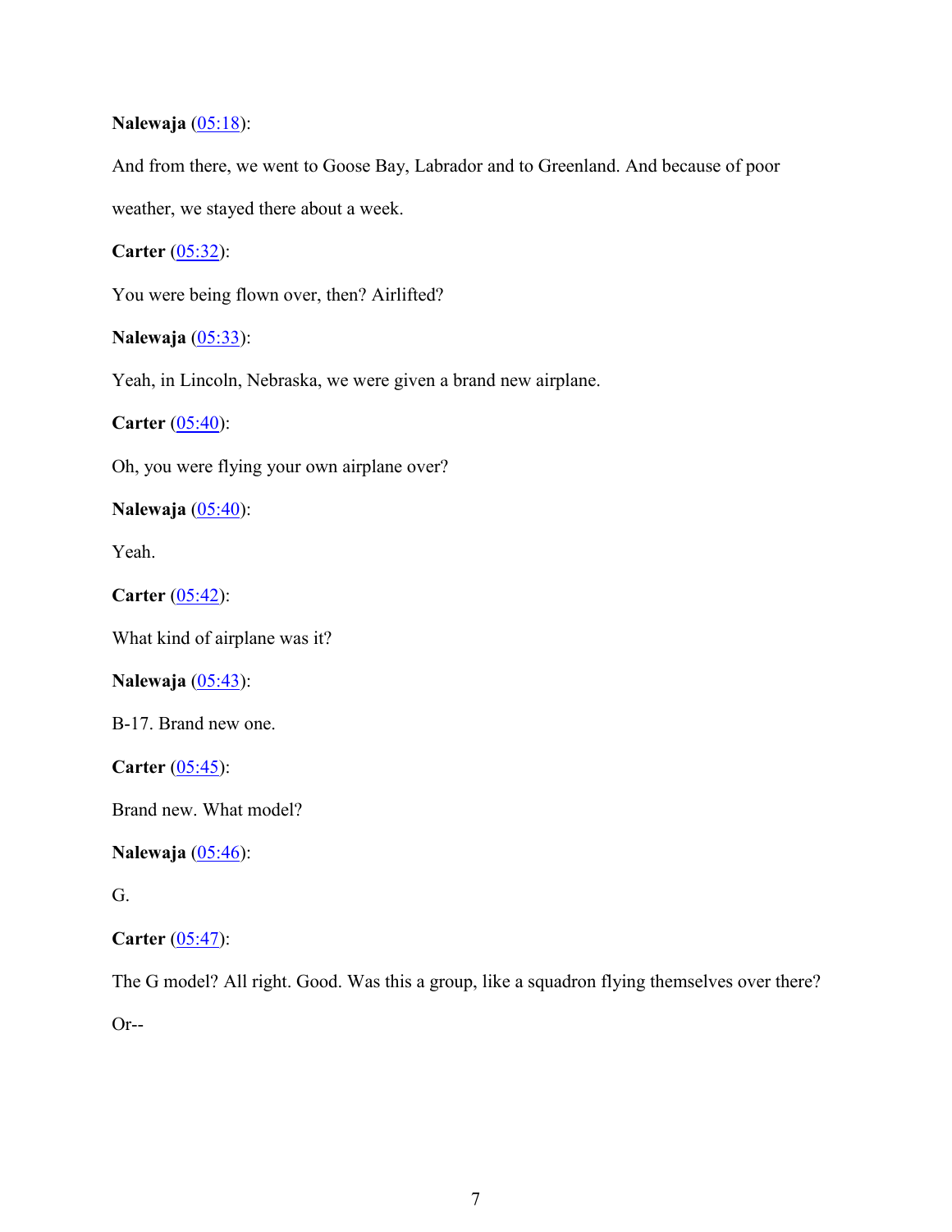**Nalewaja** ([05:18]):

And from there, we went to Goose Bay, Labrador and to Greenland. And because of poor weather, we stayed there about a week.

**Carter** ([05:32]):

You were being flown over, then? Airlifted?

**Nalewaja** ([05:33]):

Yeah, in Lincoln, Nebraska, we were given a brand new airplane.

**Carter** ([05:40]):

Oh, you were flying your own airplane over?

**Nalewaja** ([05:40]):

Yeah.

**Carter** ([05:42]):

What kind of airplane was it?

**Nalewaja** ([05:43]):

B-17. Brand new one.

**Carter** ([05:45]):

Brand new. What model?

**Nalewaja** ([05:46]):

G.

**Carter** ([05:47]):

The G model? All right. Good. Was this a group, like a squadron flying themselves over there? Or--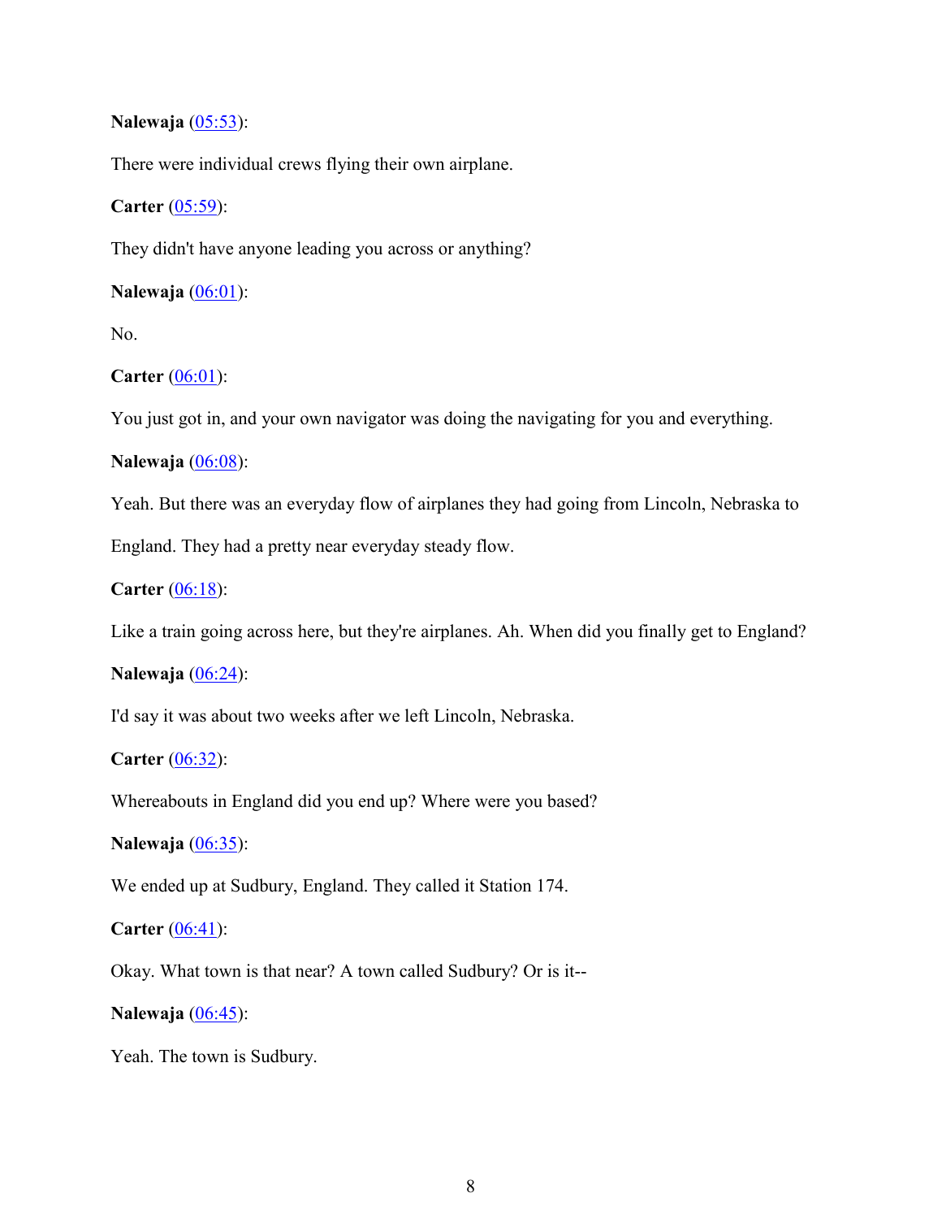**Nalewaja** (05:53):

There were individual crews flying their own airplane.

**Carter** (05:59):

They didn't have anyone leading you across or anything?

**Nalewaja** (06:01):

No.

**Carter** (06:01):

You just got in, and your own navigator was doing the navigating for you and everything.

**Nalewaja** (06:08):

Yeah. But there was an everyday flow of airplanes they had going from Lincoln, Nebraska to England. They had a pretty near everyday steady flow.

**Carter** (06:18):

Like a train going across here, but they're airplanes. Ah. When did you finally get to England?

**Nalewaja** (06:24):

I'd say it was about two weeks after we left Lincoln, Nebraska.

**Carter** (06:32):

Whereabouts in England did you end up? Where were you based?

**Nalewaja** (06:35):

We ended up at Sudbury, England. They called it Station 174.

**Carter** (06:41):

Okay. What town is that near? A town called Sudbury? Or is it--

**Nalewaja** (06:45):

Yeah. The town is Sudbury.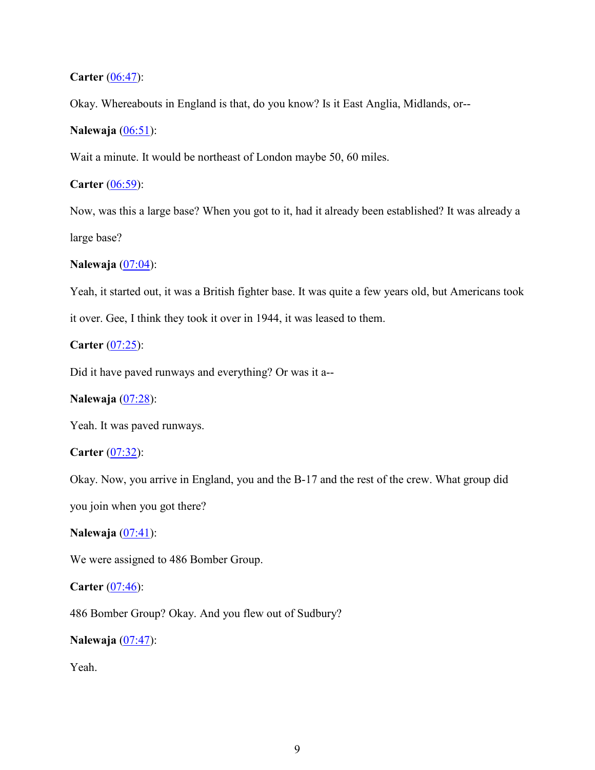**Carter** (06:47):

Okay. Whereabouts in England is that, do you know? Is it East Anglia, Midlands, or--

**Nalewaja** (06:51):

Wait a minute. It would be northeast of London maybe 50, 60 miles.

**Carter** (06:59):

Now, was this a large base? When you got to it, had it already been established? It was already a large base?

**Nalewaja** (07:04):

Yeah, it started out, it was a British fighter base. It was quite a few years old, but Americans took it over. Gee, I think they took it over in 1944, it was leased to them.

**Carter** (07:25):

Did it have paved runways and everything? Or was it a--

**Nalewaja** (07:28):

Yeah. It was paved runways.

**Carter** (07:32):

Okay. Now, you arrive in England, you and the B-17 and the rest of the crew. What group did you join when you got there?

**Nalewaja** (07:41):

We were assigned to 486 Bomber Group.

**Carter** (07:46):

486 Bomber Group? Okay. And you flew out of Sudbury?

**Nalewaja** (07:47):

Yeah.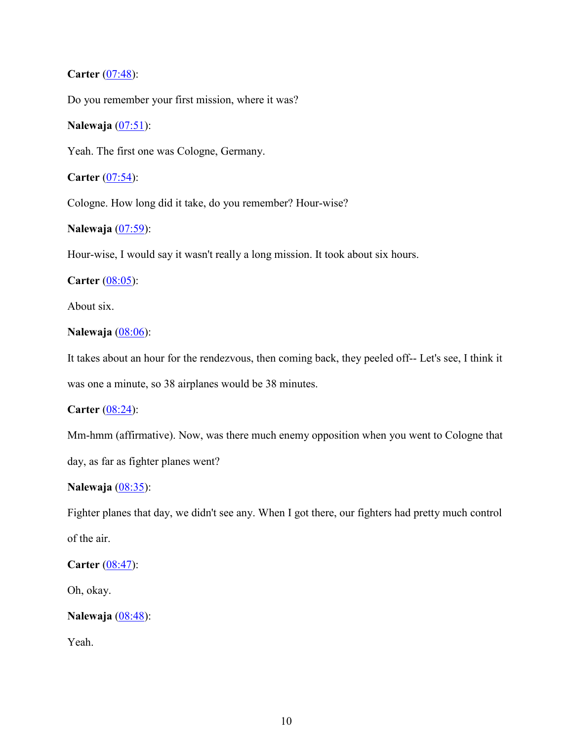**Carter** (07:48):

Do you remember your first mission, where it was?

**Nalewaja** (07:51):

Yeah. The first one was Cologne, Germany.

**Carter** (07:54):

Cologne. How long did it take, do you remember? Hour-wise?

**Nalewaja** (07:59):

Hour-wise, I would say it wasn't really a long mission. It took about six hours.

**Carter** (08:05):

About six.

**Nalewaja** (08:06):

It takes about an hour for the rendezvous, then coming back, they peeled off-- Let's see, I think it was one a minute, so 38 airplanes would be 38 minutes.

**Carter** (08:24):

Mm-hmm (affirmative). Now, was there much enemy opposition when you went to Cologne that day, as far as fighter planes went?

**Nalewaja** (08:35):

Fighter planes that day, we didn't see any. When I got there, our fighters had pretty much control of the air.

**Carter** (08:47):

Oh, okay.

**Nalewaja** (08:48):

Yeah.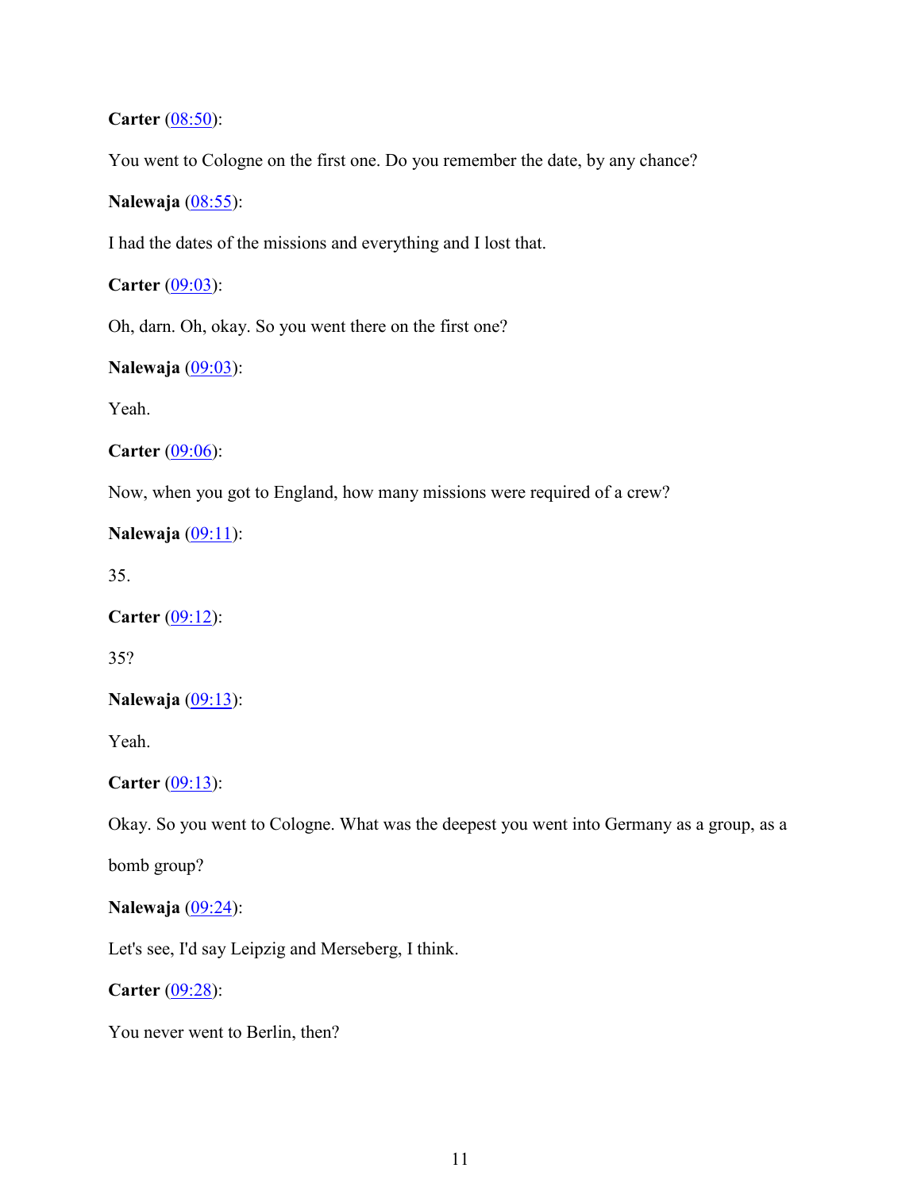**Carter** (08:50):

You went to Cologne on the first one. Do you remember the date, by any chance?

**Nalewaja** (08:55):

I had the dates of the missions and everything and I lost that.

**Carter** (09:03):

Oh, darn. Oh, okay. So you went there on the first one?

**Nalewaja** (09:03):

Yeah.

**Carter** (09:06):

Now, when you got to England, how many missions were required of a crew?

**Nalewaja** (09:11):

35.

**Carter** (09:12):

35?

**Nalewaja** (09:13):

Yeah.

**Carter** (09:13):

Okay. So you went to Cologne. What was the deepest you went into Germany as a group, as a bomb group?

**Nalewaja** (09:24):

Let's see, I'd say Leipzig and Merseberg, I think.

**Carter** (09:28):

You never went to Berlin, then?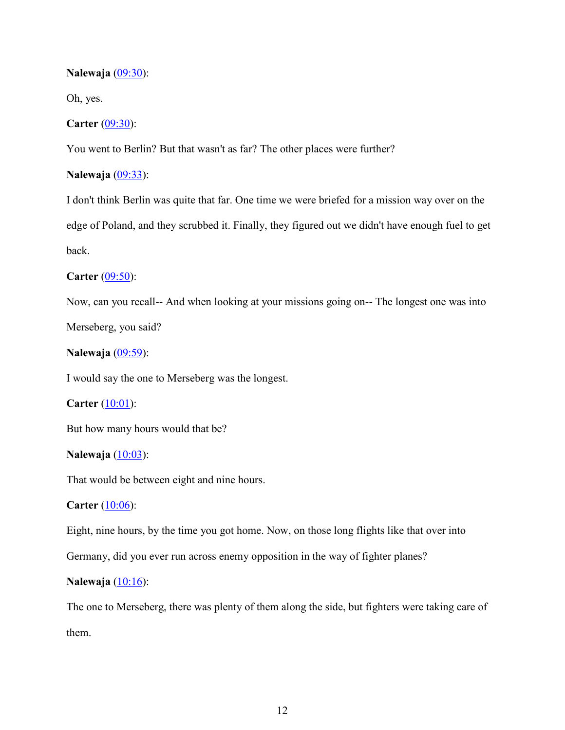**Nalewaja** ([09:30]()):

Oh, yes.

**Carter** ([09:30]()):

You went to Berlin? But that wasn't as far? The other places were further?

**Nalewaja** ([09:33]()):

I don't think Berlin was quite that far. One time we were briefed for a mission way over on the edge of Poland, and they scrubbed it. Finally, they figured out we didn't have enough fuel to get back.

**Carter** ([09:50]()):

Now, can you recall-- And when looking at your missions going on-- The longest one was into Merseberg, you said?

**Nalewaja** ([09:59]()):

I would say the one to Merseberg was the longest.

**Carter** ([10:01]()):

But how many hours would that be?

**Nalewaja** ([10:03]()):

That would be between eight and nine hours.

**Carter** ([10:06]()):

Eight, nine hours, by the time you got home. Now, on those long flights like that over into Germany, did you ever run across enemy opposition in the way of fighter planes?

**Nalewaja** ([10:16]()):

The one to Merseberg, there was plenty of them along the side, but fighters were taking care of them.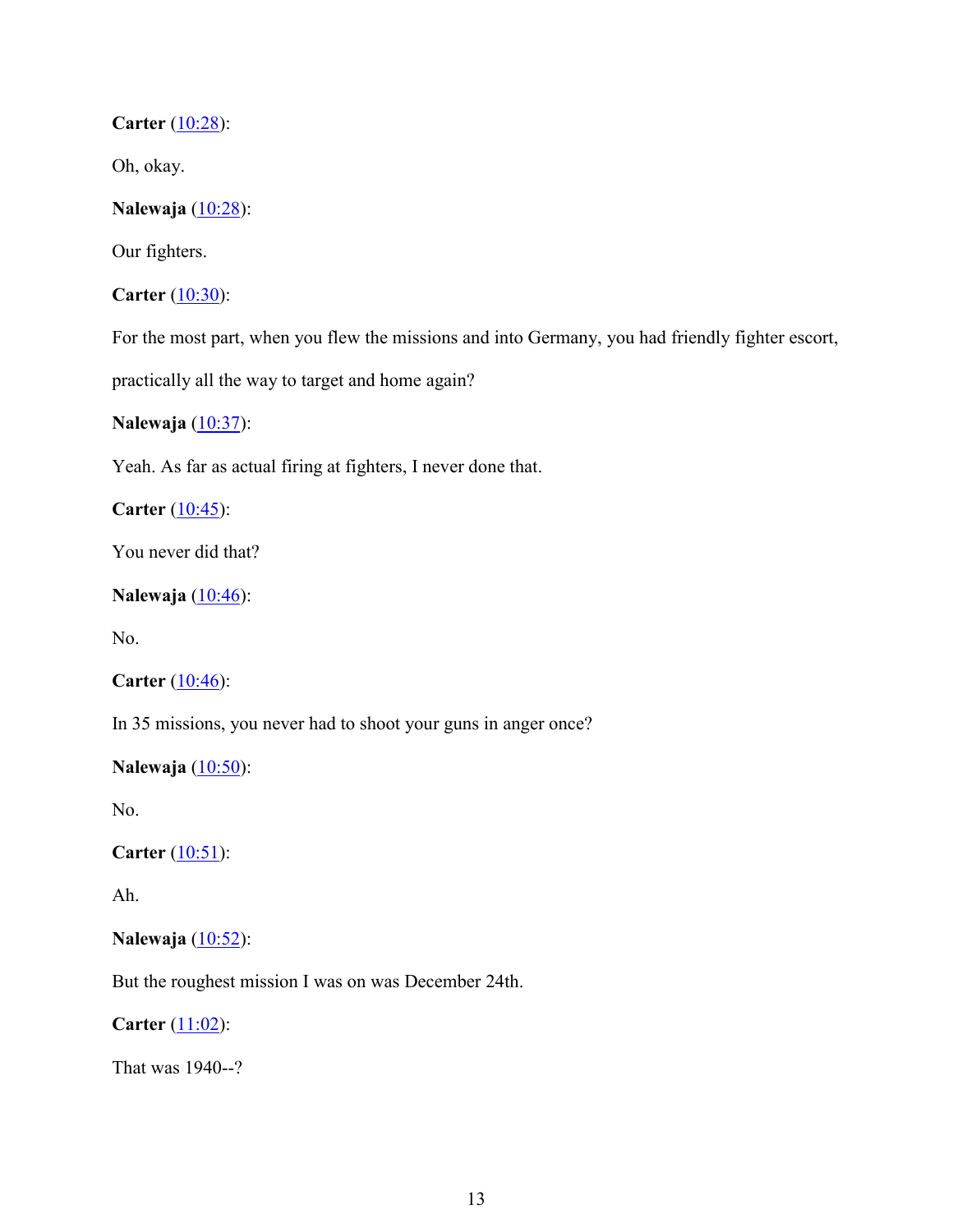**Carter** (10:28):

Oh, okay.

**Nalewaja** (10:28):

Our fighters.

**Carter** (10:30):

For the most part, when you flew the missions and into Germany, you had friendly fighter escort, practically all the way to target and home again?

**Nalewaja** (10:37):

Yeah. As far as actual firing at fighters, I never done that.

**Carter** (10:45):

You never did that?

**Nalewaja** (10:46):

No.

**Carter** (10:46):

In 35 missions, you never had to shoot your guns in anger once?

**Nalewaja** (10:50):

No.

**Carter** (10:51):

Ah.

**Nalewaja** (10:52):

But the roughest mission I was on was December 24th.

**Carter** (11:02):

That was 1940--?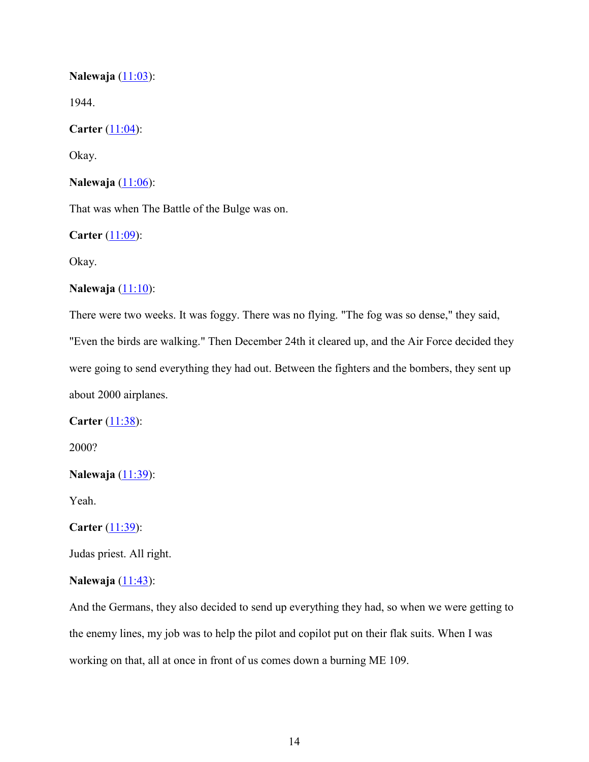**Nalewaja** ([11:03]()):

1944.

**Carter** ([11:04]()):

Okay.

**Nalewaja** ([11:06]()):

That was when The Battle of the Bulge was on.

**Carter** ([11:09]()):

Okay.

**Nalewaja** ([11:10]()):

There were two weeks. It was foggy. There was no flying. "The fog was so dense," they said, "Even the birds are walking." Then December 24th it cleared up, and the Air Force decided they were going to send everything they had out. Between the fighters and the bombers, they sent up about 2000 airplanes.

**Carter** ([11:38]()):

2000?

**Nalewaja** ([11:39]()):

Yeah.

**Carter** ([11:39]()):

Judas priest. All right.

**Nalewaja** ([11:43]()):

And the Germans, they also decided to send up everything they had, so when we were getting to the enemy lines, my job was to help the pilot and copilot put on their flak suits. When I was working on that, all at once in front of us comes down a burning ME 109.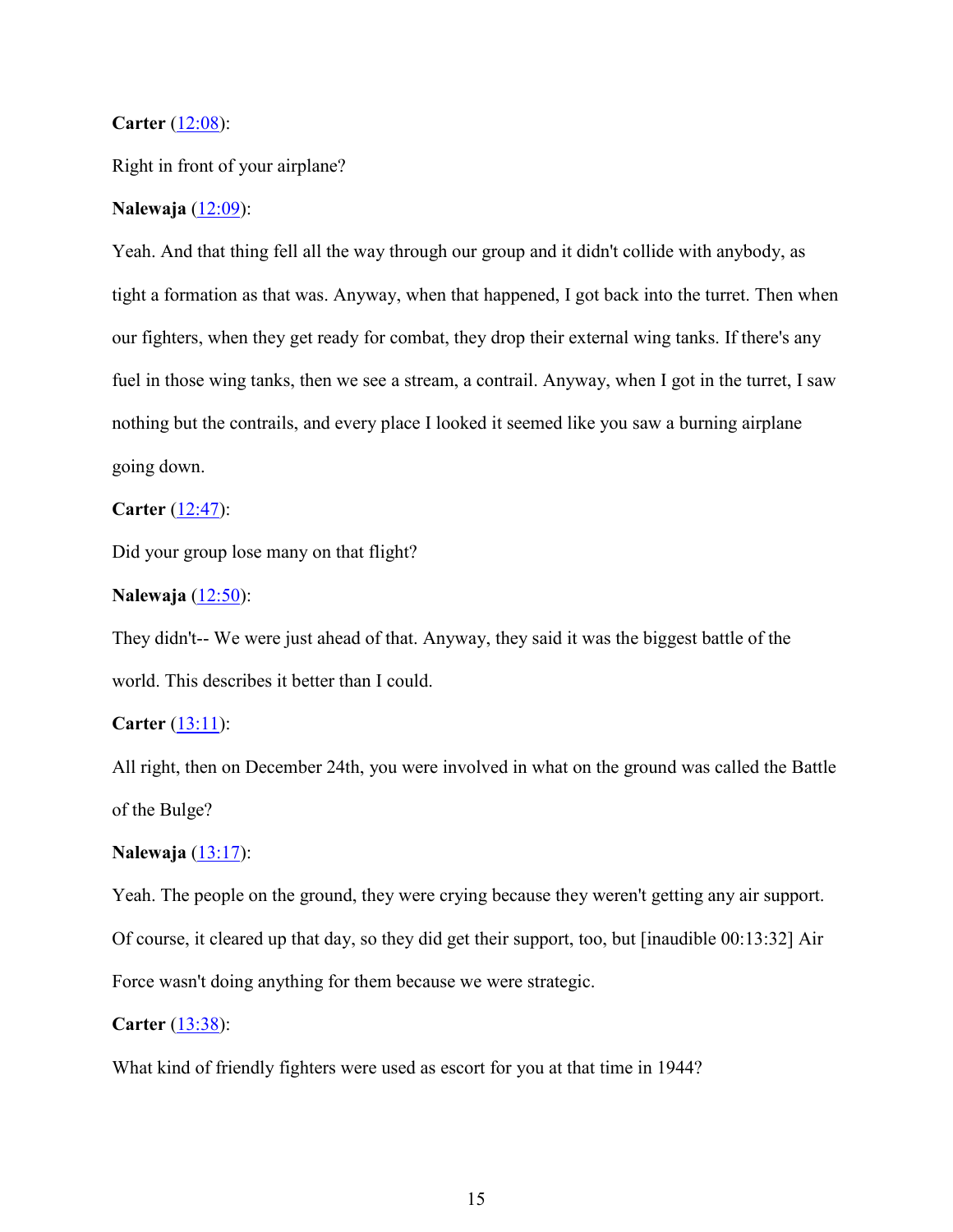**Carter** (12:08):

Right in front of your airplane?

**Nalewaja** (12:09):

Yeah. And that thing fell all the way through our group and it didn't collide with anybody, as tight a formation as that was. Anyway, when that happened, I got back into the turret. Then when our fighters, when they get ready for combat, they drop their external wing tanks. If there's any fuel in those wing tanks, then we see a stream, a contrail. Anyway, when I got in the turret, I saw nothing but the contrails, and every place I looked it seemed like you saw a burning airplane going down.

**Carter** (12:47):

Did your group lose many on that flight?

**Nalewaja** (12:50):

They didn't-- We were just ahead of that. Anyway, they said it was the biggest battle of the world. This describes it better than I could.

**Carter** (13:11):

All right, then on December 24th, you were involved in what on the ground was called the Battle of the Bulge?

**Nalewaja** (13:17):

Yeah. The people on the ground, they were crying because they weren't getting any air support. Of course, it cleared up that day, so they did get their support, too, but [inaudible 00:13:32] Air Force wasn't doing anything for them because we were strategic.

**Carter** (13:38):

What kind of friendly fighters were used as escort for you at that time in 1944?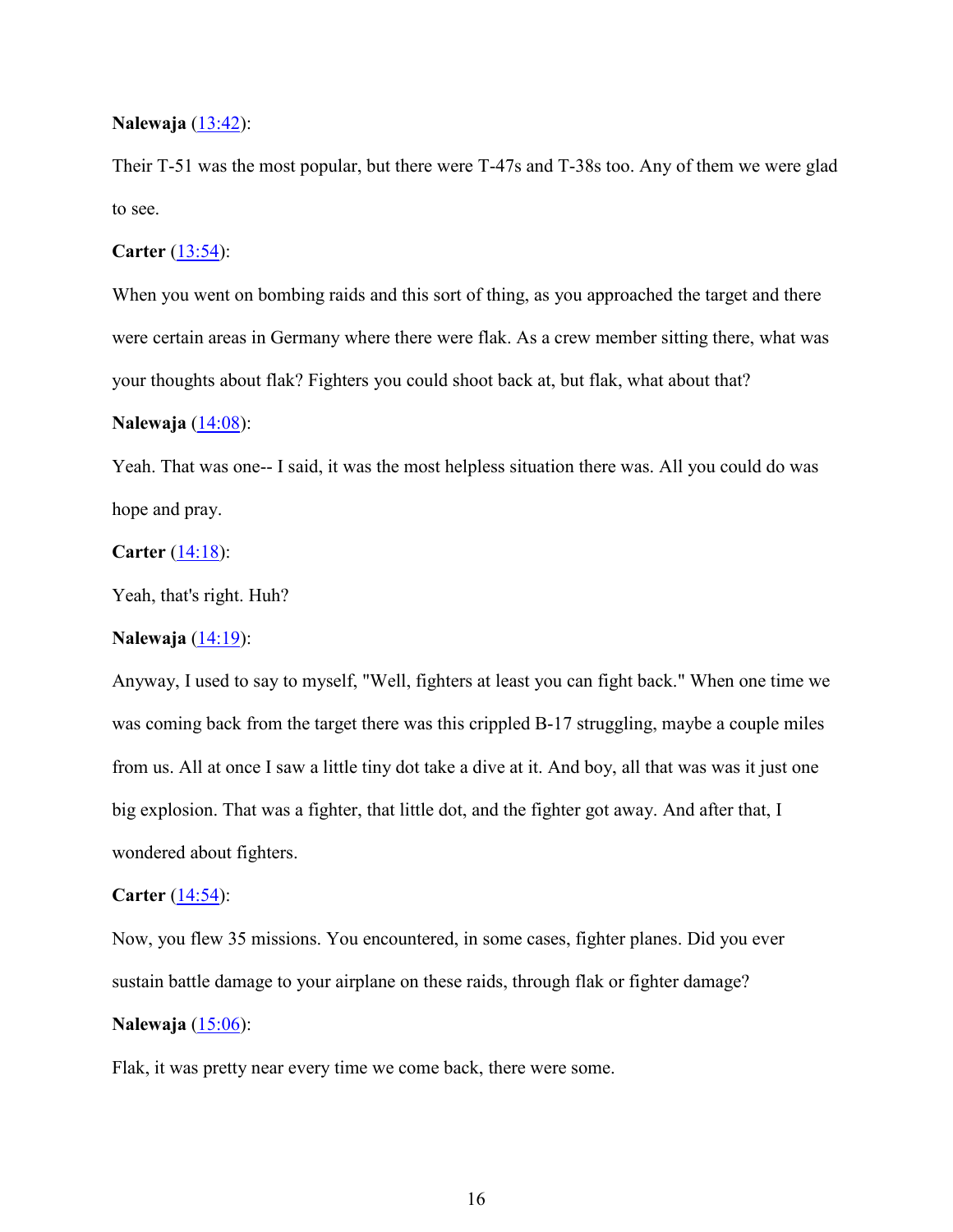**Nalewaja** ([13:42]()):

Their T-51 was the most popular, but there were T-47s and T-38s too. Any of them we were glad to see.

**Carter** ([13:54]()):

When you went on bombing raids and this sort of thing, as you approached the target and there were certain areas in Germany where there were flak. As a crew member sitting there, what was your thoughts about flak? Fighters you could shoot back at, but flak, what about that?

**Nalewaja** ([14:08]()):

Yeah. That was one-- I said, it was the most helpless situation there was. All you could do was hope and pray.

**Carter** ([14:18]()):

Yeah, that's right. Huh?

**Nalewaja** ([14:19]()):

Anyway, I used to say to myself, "Well, fighters at least you can fight back." When one time we was coming back from the target there was this crippled B-17 struggling, maybe a couple miles from us. All at once I saw a little tiny dot take a dive at it. And boy, all that was was it just one big explosion. That was a fighter, that little dot, and the fighter got away. And after that, I wondered about fighters.

**Carter** ([14:54]()):

Now, you flew 35 missions. You encountered, in some cases, fighter planes. Did you ever sustain battle damage to your airplane on these raids, through flak or fighter damage?

**Nalewaja** ([15:06]()):

Flak, it was pretty near every time we come back, there were some.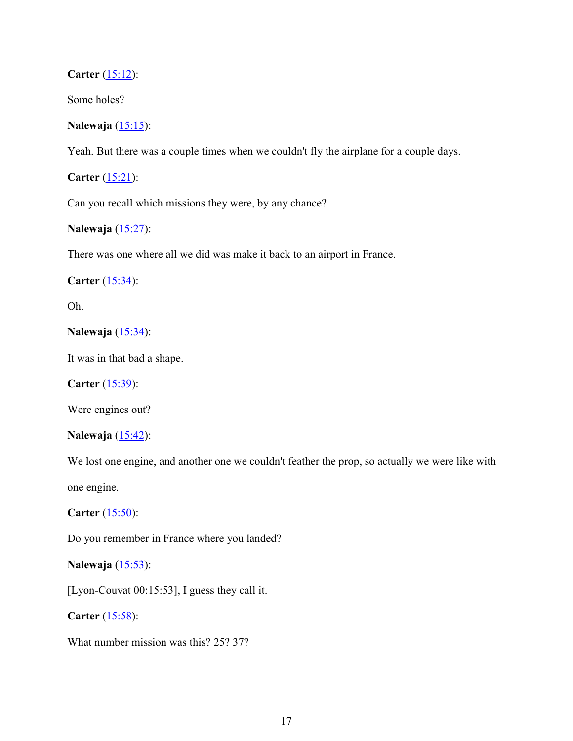**Carter** (15:12):

Some holes?

**Nalewaja** (15:15):

Yeah. But there was a couple times when we couldn't fly the airplane for a couple days.

**Carter** (15:21):

Can you recall which missions they were, by any chance?

**Nalewaja** (15:27):

There was one where all we did was make it back to an airport in France.

**Carter** (15:34):

Oh.

**Nalewaja** (15:34):

It was in that bad a shape.

**Carter** (15:39):

Were engines out?

**Nalewaja** (15:42):

We lost one engine, and another one we couldn't feather the prop, so actually we were like with one engine.

**Carter** (15:50):

Do you remember in France where you landed?

**Nalewaja** (15:53):

[Lyon-Couvat 00:15:53], I guess they call it.

**Carter** (15:58):

What number mission was this? 25? 37?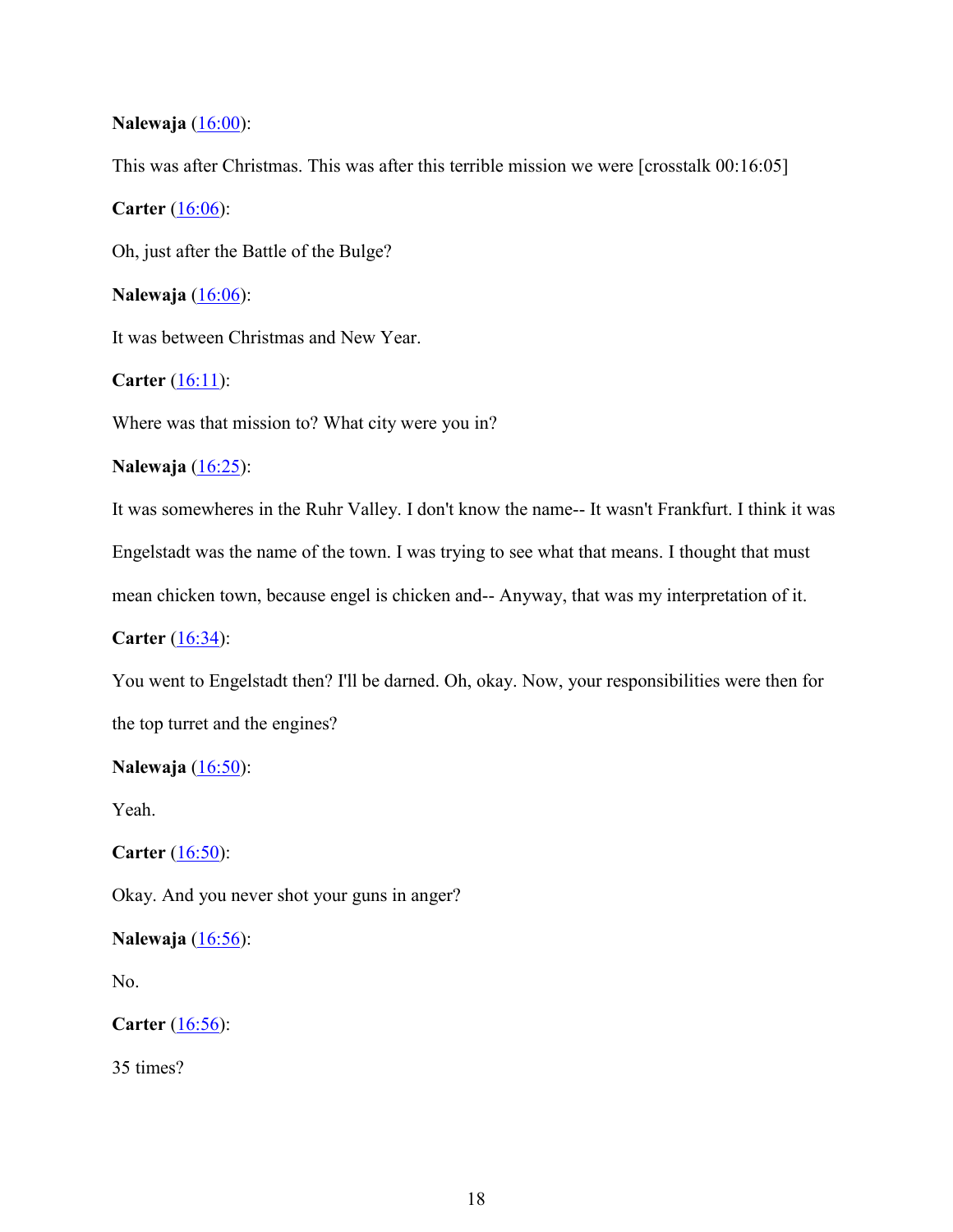**Nalewaja** (16:00):

This was after Christmas. This was after this terrible mission we were [crosstalk 00:16:05]

**Carter** (16:06):

Oh, just after the Battle of the Bulge?

**Nalewaja** (16:06):

It was between Christmas and New Year.

**Carter** (16:11):

Where was that mission to? What city were you in?

**Nalewaja** (16:25):

It was somewheres in the Ruhr Valley. I don't know the name-- It wasn't Frankfurt. I think it was Engelstadt was the name of the town. I was trying to see what that means. I thought that must mean chicken town, because engel is chicken and-- Anyway, that was my interpretation of it.

**Carter** (16:34):

You went to Engelstadt then? I'll be darned. Oh, okay. Now, your responsibilities were then for the top turret and the engines?

**Nalewaja** (16:50):

Yeah.

**Carter** (16:50):

Okay. And you never shot your guns in anger?

**Nalewaja** (16:56):

No.

**Carter** (16:56):

35 times?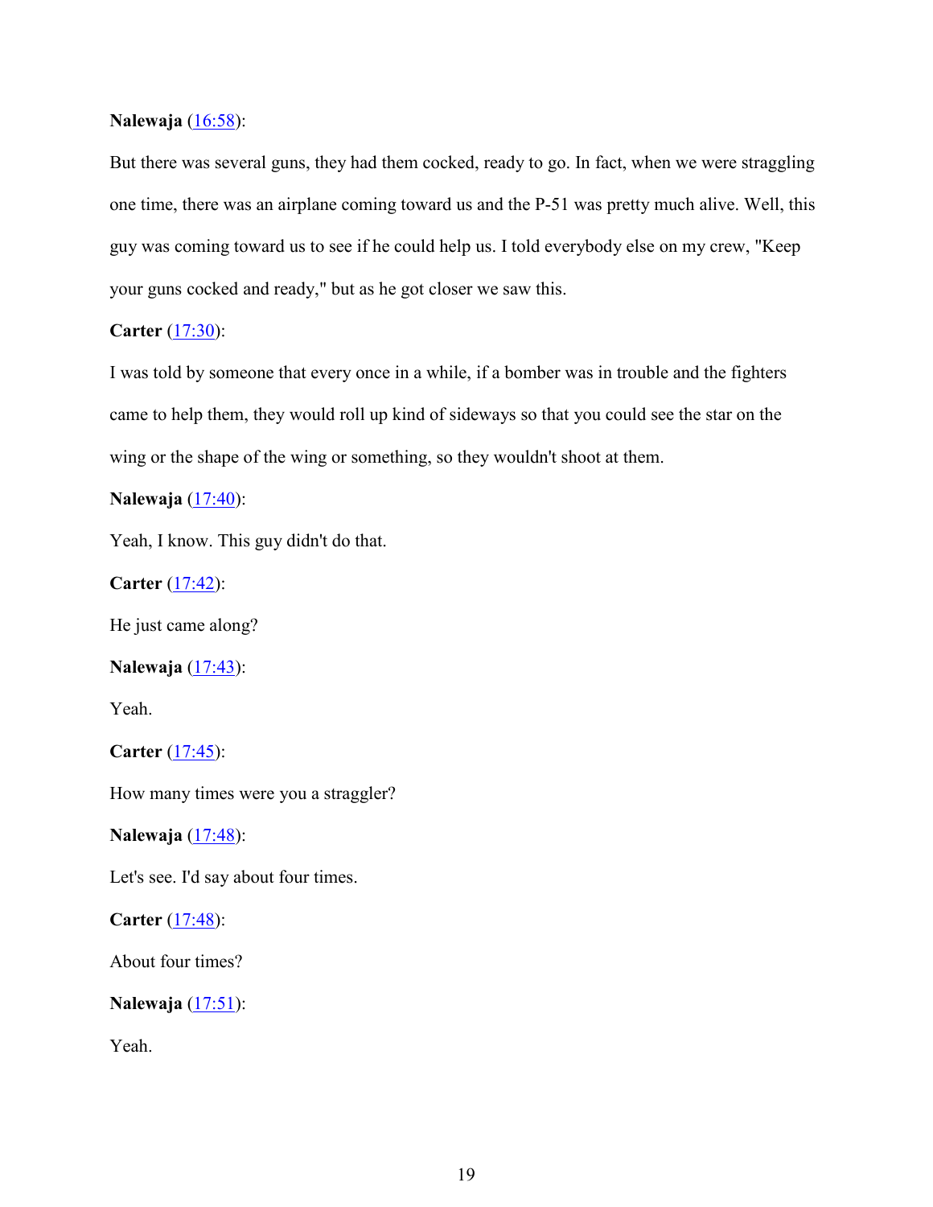**Nalewaja** (16:58):

But there was several guns, they had them cocked, ready to go. In fact, when we were straggling one time, there was an airplane coming toward us and the P-51 was pretty much alive. Well, this guy was coming toward us to see if he could help us. I told everybody else on my crew, "Keep your guns cocked and ready," but as he got closer we saw this.

**Carter** (17:30):

I was told by someone that every once in a while, if a bomber was in trouble and the fighters came to help them, they would roll up kind of sideways so that you could see the star on the wing or the shape of the wing or something, so they wouldn't shoot at them.

**Nalewaja** (17:40):

Yeah, I know. This guy didn't do that.

**Carter** (17:42):

He just came along?

**Nalewaja** (17:43):

Yeah.

**Carter** (17:45):

How many times were you a straggler?

**Nalewaja** (17:48):

Let's see. I'd say about four times.

**Carter** (17:48):

About four times?

**Nalewaja** (17:51):

Yeah.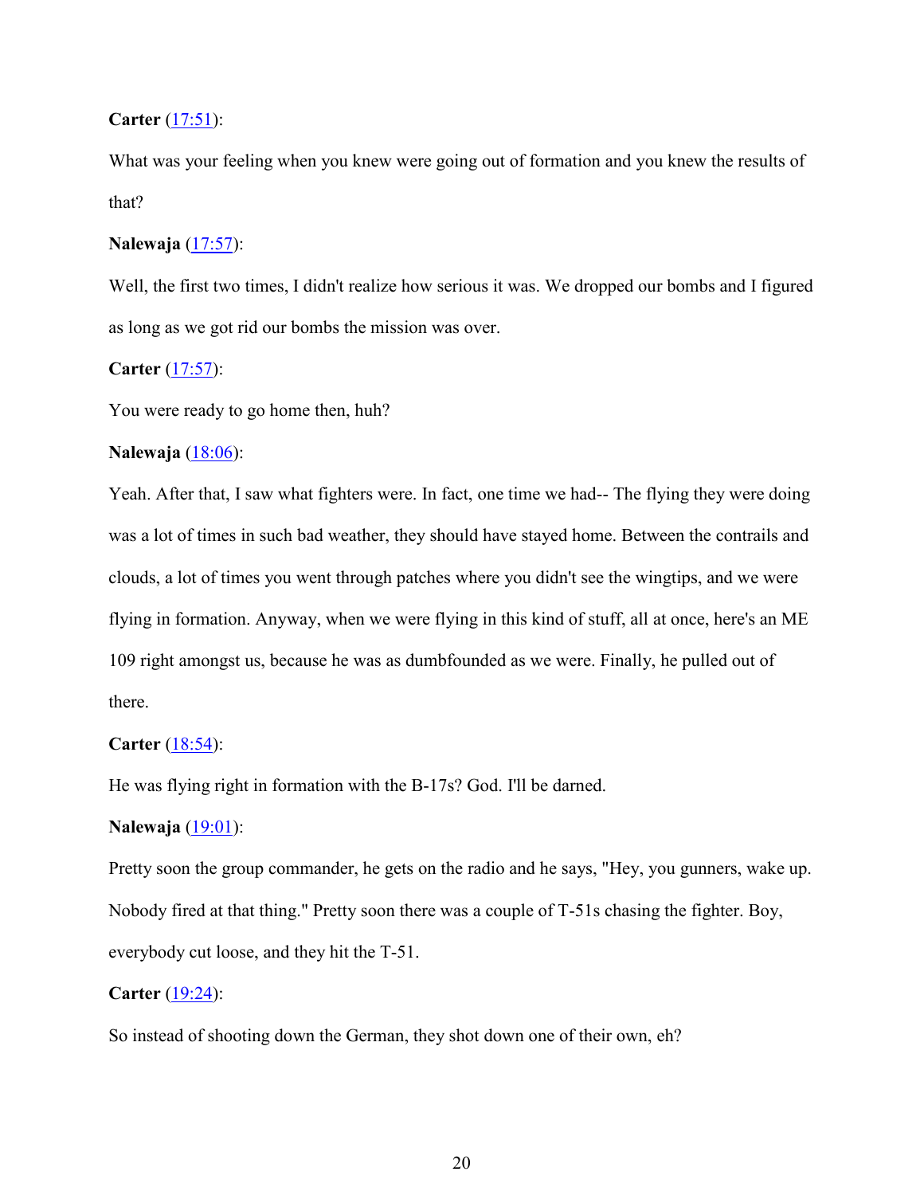**Carter** ([17:51]):

What was your feeling when you knew were going out of formation and you knew the results of that?

**Nalewaja** ([17:57]):

Well, the first two times, I didn't realize how serious it was. We dropped our bombs and I figured as long as we got rid our bombs the mission was over.

**Carter** ([17:57]):

You were ready to go home then, huh?

**Nalewaja** ([18:06]):

Yeah. After that, I saw what fighters were. In fact, one time we had-- The flying they were doing was a lot of times in such bad weather, they should have stayed home. Between the contrails and clouds, a lot of times you went through patches where you didn't see the wingtips, and we were flying in formation. Anyway, when we were flying in this kind of stuff, all at once, here's an ME 109 right amongst us, because he was as dumbfounded as we were. Finally, he pulled out of there.

**Carter** ([18:54]):

He was flying right in formation with the B-17s? God. I'll be darned.

**Nalewaja** ([19:01]):

Pretty soon the group commander, he gets on the radio and he says, "Hey, you gunners, wake up. Nobody fired at that thing." Pretty soon there was a couple of T-51s chasing the fighter. Boy, everybody cut loose, and they hit the T-51.

**Carter** ([19:24]):

So instead of shooting down the German, they shot down one of their own, eh?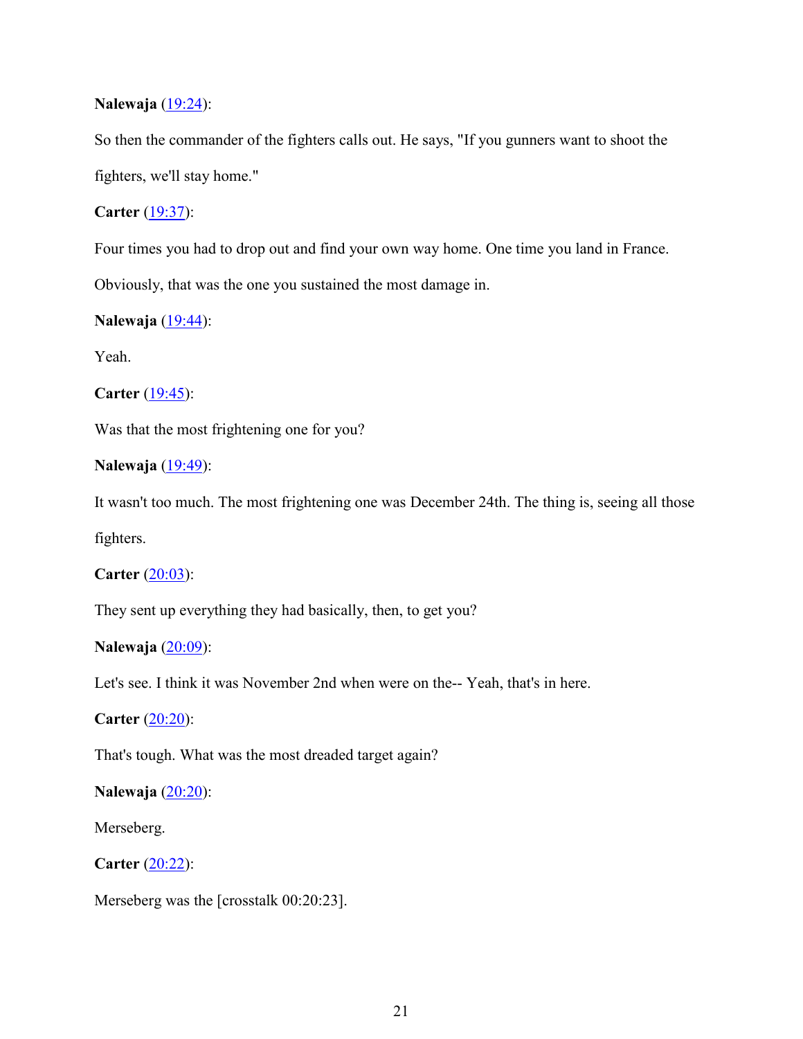**Nalewaja** (19:24):

So then the commander of the fighters calls out. He says, "If you gunners want to shoot the fighters, we'll stay home."

**Carter** (19:37):

Four times you had to drop out and find your own way home. One time you land in France. Obviously, that was the one you sustained the most damage in.

**Nalewaja** (19:44):

Yeah.

**Carter** (19:45):

Was that the most frightening one for you?

**Nalewaja** (19:49):

It wasn't too much. The most frightening one was December 24th. The thing is, seeing all those fighters.

**Carter** (20:03):

They sent up everything they had basically, then, to get you?

**Nalewaja** (20:09):

Let's see. I think it was November 2nd when were on the-- Yeah, that's in here.

**Carter** (20:20):

That's tough. What was the most dreaded target again?

**Nalewaja** (20:20):

Merseberg.

**Carter** (20:22):

Merseberg was the [crosstalk 00:20:23].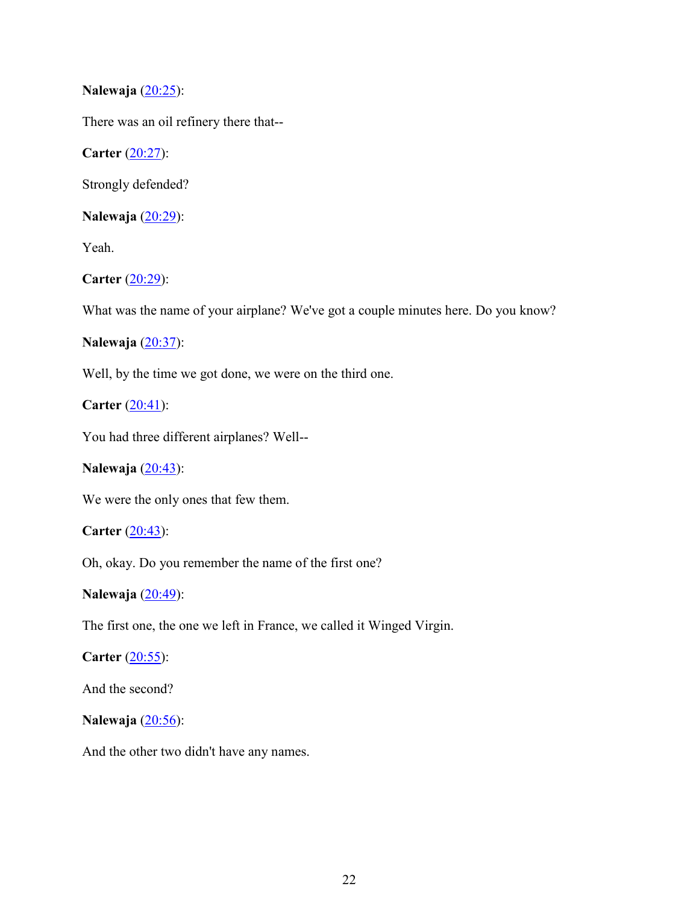**Nalewaja** ([20:25](#)):

There was an oil refinery there that--

**Carter** ([20:27](#)):

Strongly defended?

**Nalewaja** ([20:29](#)):

Yeah.

**Carter** ([20:29](#)):

What was the name of your airplane? We've got a couple minutes here. Do you know?

**Nalewaja** ([20:37](#)):

Well, by the time we got done, we were on the third one.

**Carter** ([20:41](#)):

You had three different airplanes? Well--

**Nalewaja** ([20:43](#)):

We were the only ones that few them.

**Carter** ([20:43](#)):

Oh, okay. Do you remember the name of the first one?

**Nalewaja** ([20:49](#)):

The first one, the one we left in France, we called it Winged Virgin.

**Carter** ([20:55](#)):

And the second?

**Nalewaja** ([20:56](#)):

And the other two didn't have any names.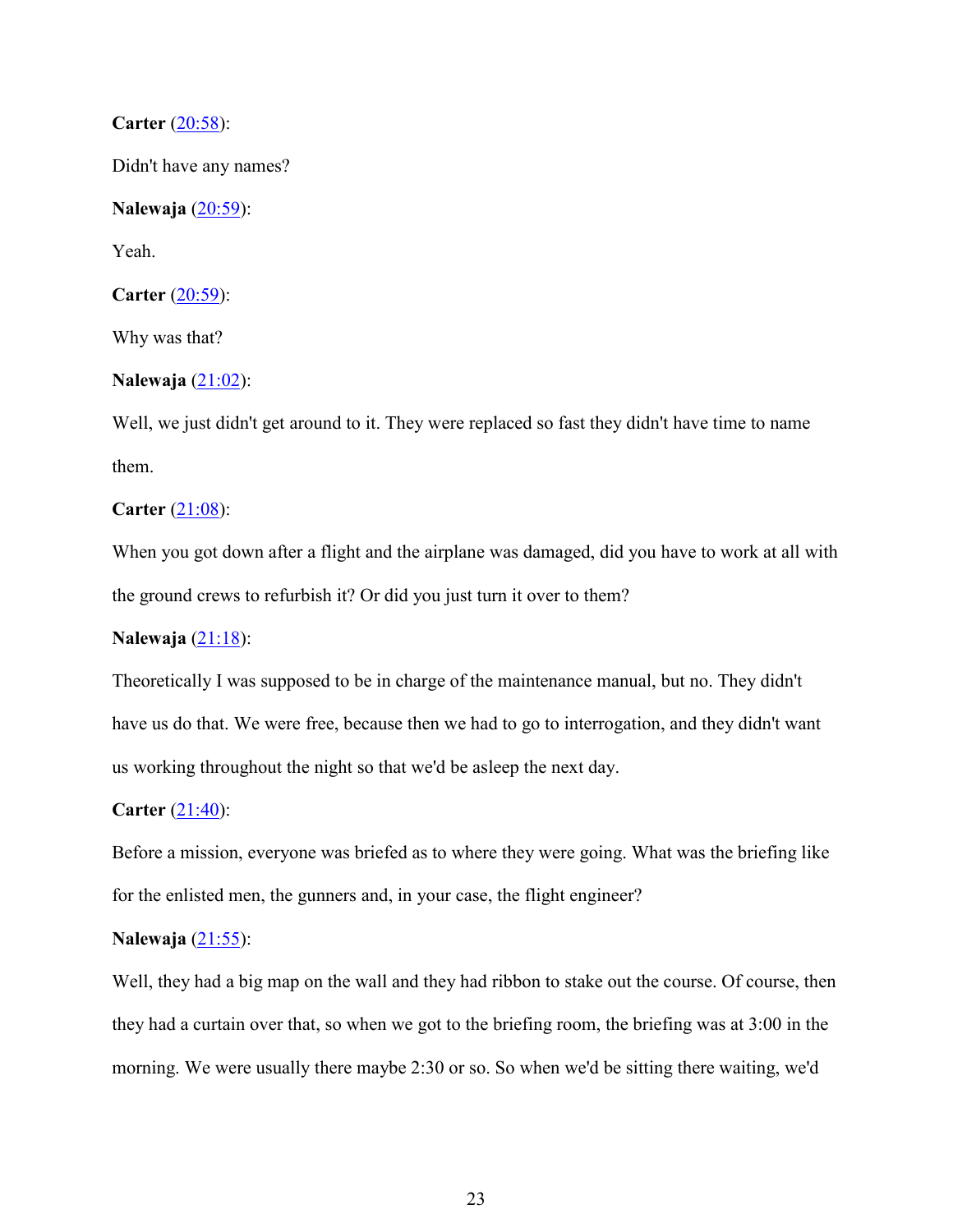**Carter** (20:58):

Didn't have any names?

**Nalewaja** (20:59):

Yeah.

**Carter** (20:59):

Why was that?

**Nalewaja** (21:02):

Well, we just didn't get around to it. They were replaced so fast they didn't have time to name them.

**Carter** (21:08):

When you got down after a flight and the airplane was damaged, did you have to work at all with the ground crews to refurbish it? Or did you just turn it over to them?

**Nalewaja** (21:18):

Theoretically I was supposed to be in charge of the maintenance manual, but no. They didn't have us do that. We were free, because then we had to go to interrogation, and they didn't want us working throughout the night so that we'd be asleep the next day.

**Carter** (21:40):

Before a mission, everyone was briefed as to where they were going. What was the briefing like for the enlisted men, the gunners and, in your case, the flight engineer?

**Nalewaja** (21:55):

Well, they had a big map on the wall and they had ribbon to stake out the course. Of course, then they had a curtain over that, so when we got to the briefing room, the briefing was at 3:00 in the morning. We were usually there maybe 2:30 or so. So when we'd be sitting there waiting, we'd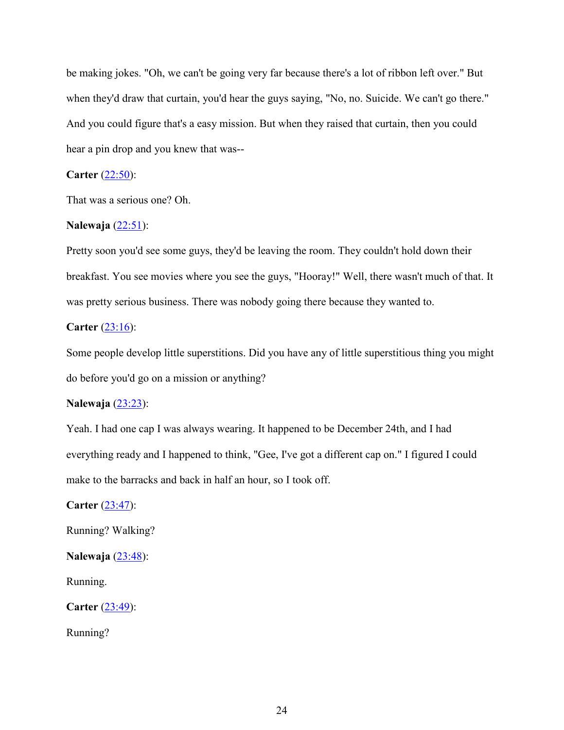be making jokes. "Oh, we can't be going very far because there's a lot of ribbon left over." But when they'd draw that curtain, you'd hear the guys saying, "No, no. Suicide. We can't go there." And you could figure that's a easy mission. But when they raised that curtain, then you could hear a pin drop and you knew that was--

**Carter** (22:50):

That was a serious one? Oh.

**Nalewaja** (22:51):

Pretty soon you'd see some guys, they'd be leaving the room. They couldn't hold down their breakfast. You see movies where you see the guys, "Hooray!" Well, there wasn't much of that. It was pretty serious business. There was nobody going there because they wanted to.

**Carter** (23:16):

Some people develop little superstitions. Did you have any of little superstitious thing you might do before you'd go on a mission or anything?

**Nalewaja** (23:23):

Yeah. I had one cap I was always wearing. It happened to be December 24th, and I had everything ready and I happened to think, "Gee, I've got a different cap on." I figured I could make to the barracks and back in half an hour, so I took off.

**Carter** (23:47):

Running? Walking?

**Nalewaja** (23:48):

Running.

**Carter** (23:49):

Running?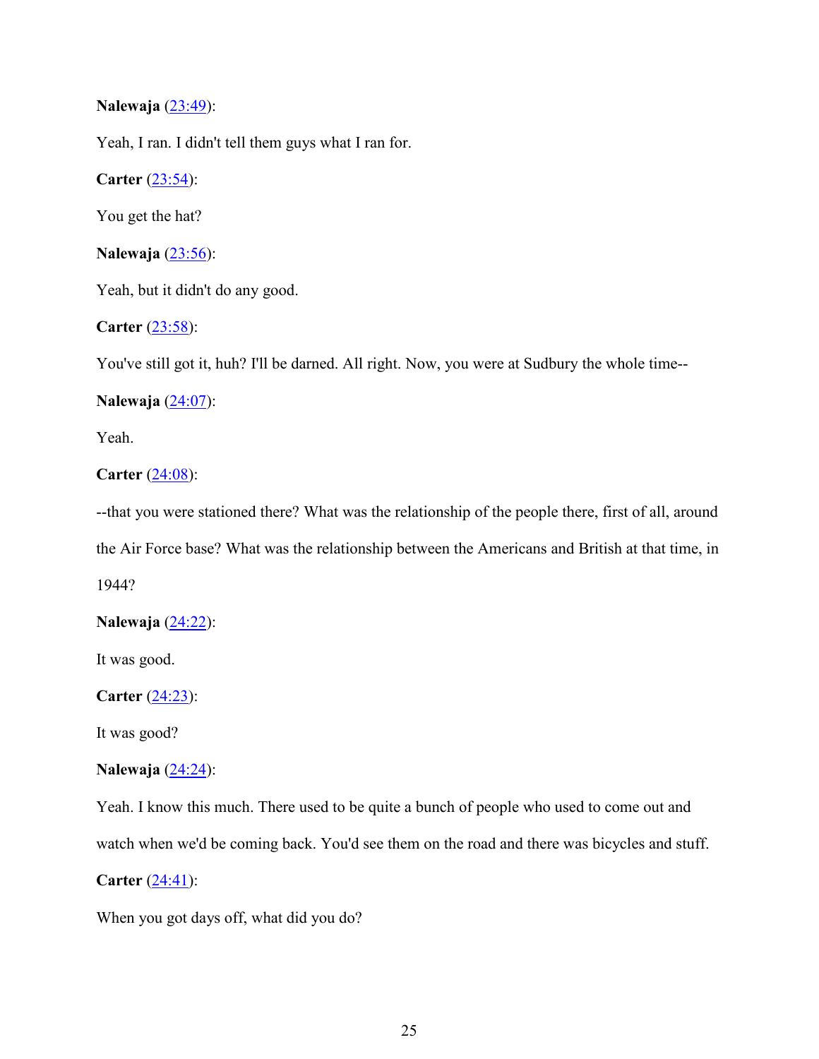**Nalewaja** ([23:49](#)):

Yeah, I ran. I didn't tell them guys what I ran for.

**Carter** ([23:54](#)):

You get the hat?

**Nalewaja** ([23:56](#)):

Yeah, but it didn't do any good.

**Carter** ([23:58](#)):

You've still got it, huh? I'll be darned. All right. Now, you were at Sudbury the whole time--

**Nalewaja** ([24:07](#)):

Yeah.

**Carter** ([24:08](#)):

--that you were stationed there? What was the relationship of the people there, first of all, around the Air Force base? What was the relationship between the Americans and British at that time, in 1944?

**Nalewaja** ([24:22](#)):

It was good.

**Carter** ([24:23](#)):

It was good?

**Nalewaja** ([24:24](#)):

Yeah. I know this much. There used to be quite a bunch of people who used to come out and watch when we'd be coming back. You'd see them on the road and there was bicycles and stuff.

**Carter** ([24:41](#)):

When you got days off, what did you do?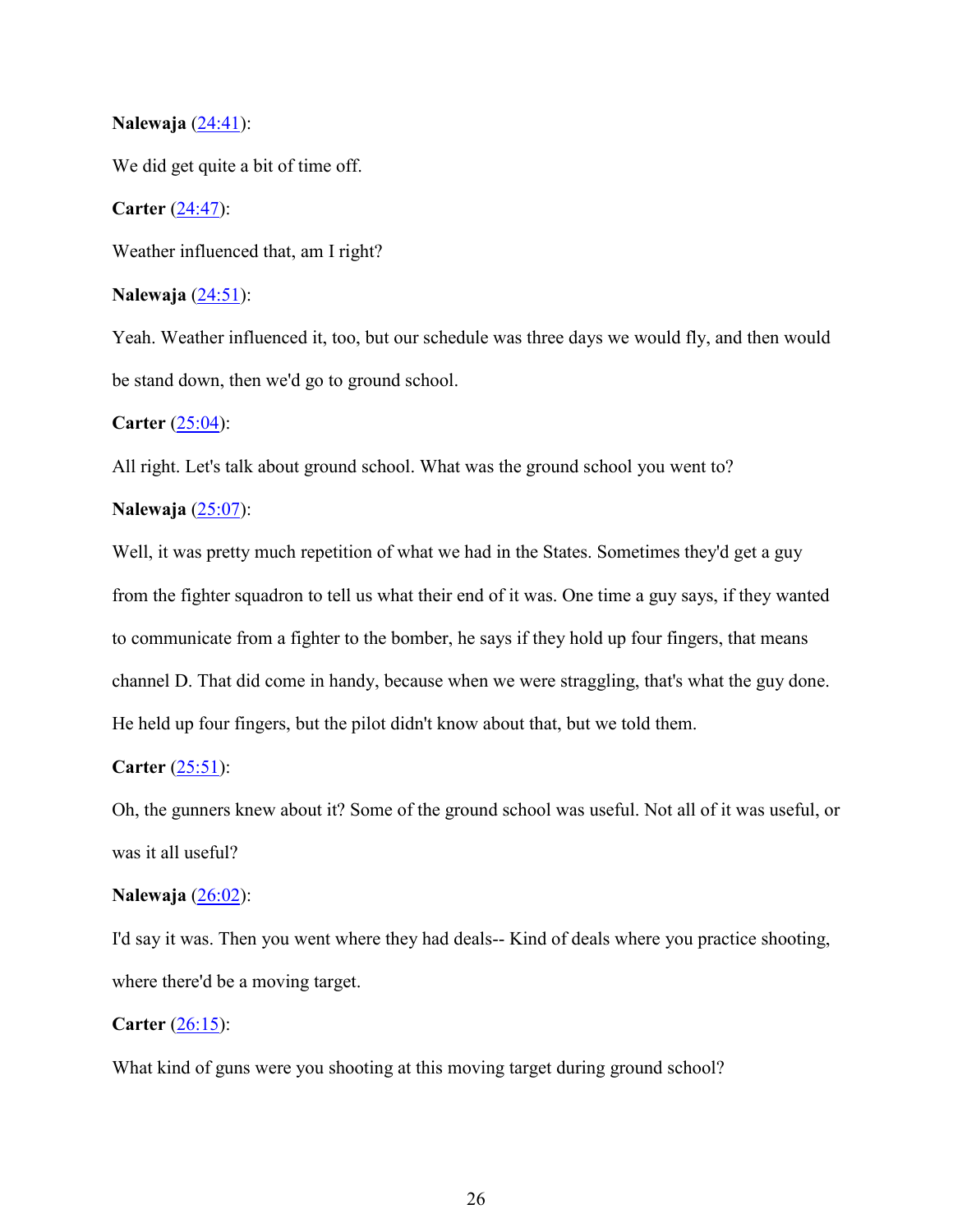**Nalewaja** ([24:41]):

We did get quite a bit of time off.

**Carter** ([24:47]):

Weather influenced that, am I right?

**Nalewaja** ([24:51]):

Yeah. Weather influenced it, too, but our schedule was three days we would fly, and then would be stand down, then we'd go to ground school.

**Carter** ([25:04]):

All right. Let's talk about ground school. What was the ground school you went to?

**Nalewaja** ([25:07]):

Well, it was pretty much repetition of what we had in the States. Sometimes they'd get a guy from the fighter squadron to tell us what their end of it was. One time a guy says, if they wanted to communicate from a fighter to the bomber, he says if they hold up four fingers, that means channel D. That did come in handy, because when we were straggling, that's what the guy done. He held up four fingers, but the pilot didn't know about that, but we told them.

**Carter** ([25:51]):

Oh, the gunners knew about it? Some of the ground school was useful. Not all of it was useful, or was it all useful?

**Nalewaja** ([26:02]):

I'd say it was. Then you went where they had deals-- Kind of deals where you practice shooting, where there'd be a moving target.

**Carter** ([26:15]):

What kind of guns were you shooting at this moving target during ground school?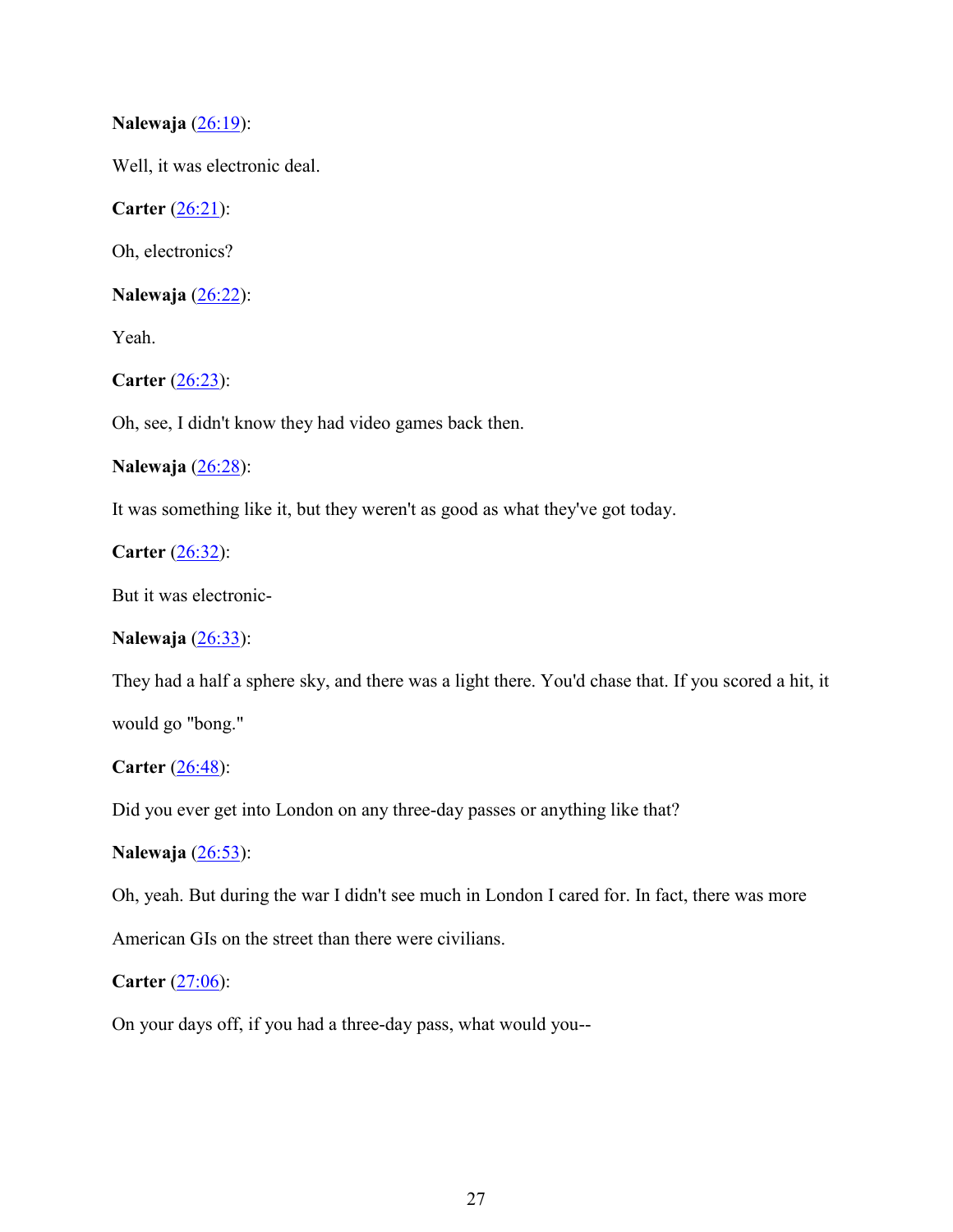**Nalewaja** ([26:19]()):

Well, it was electronic deal.

**Carter** ([26:21]()):

Oh, electronics?

**Nalewaja** ([26:22]()):

Yeah.

**Carter** ([26:23]()):

Oh, see, I didn't know they had video games back then.

**Nalewaja** ([26:28]()):

It was something like it, but they weren't as good as what they've got today.

**Carter** ([26:32]()):

But it was electronic-

**Nalewaja** ([26:33]()):

They had a half a sphere sky, and there was a light there. You'd chase that. If you scored a hit, it would go "bong."

**Carter** ([26:48]()):

Did you ever get into London on any three-day passes or anything like that?

**Nalewaja** ([26:53]()):

Oh, yeah. But during the war I didn't see much in London I cared for. In fact, there was more American GIs on the street than there were civilians.

**Carter** ([27:06]()):

On your days off, if you had a three-day pass, what would you--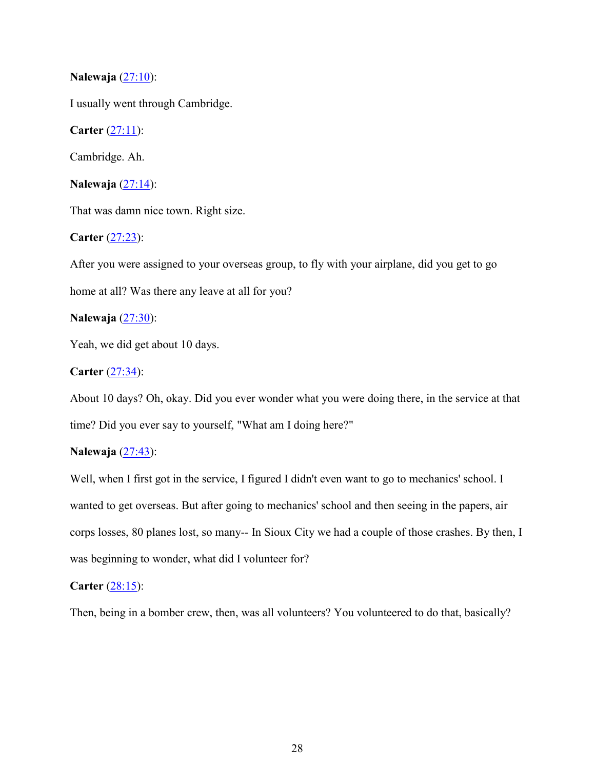**Nalewaja** (27:10):

I usually went through Cambridge.

**Carter** (27:11):

Cambridge. Ah.

**Nalewaja** (27:14):

That was damn nice town. Right size.

**Carter** (27:23):

After you were assigned to your overseas group, to fly with your airplane, did you get to go home at all? Was there any leave at all for you?

**Nalewaja** (27:30):

Yeah, we did get about 10 days.

**Carter** (27:34):

About 10 days? Oh, okay. Did you ever wonder what you were doing there, in the service at that time? Did you ever say to yourself, "What am I doing here?"

**Nalewaja** (27:43):

Well, when I first got in the service, I figured I didn't even want to go to mechanics' school. I wanted to get overseas. But after going to mechanics' school and then seeing in the papers, air corps losses, 80 planes lost, so many-- In Sioux City we had a couple of those crashes. By then, I was beginning to wonder, what did I volunteer for?

**Carter** (28:15):

Then, being in a bomber crew, then, was all volunteers? You volunteered to do that, basically?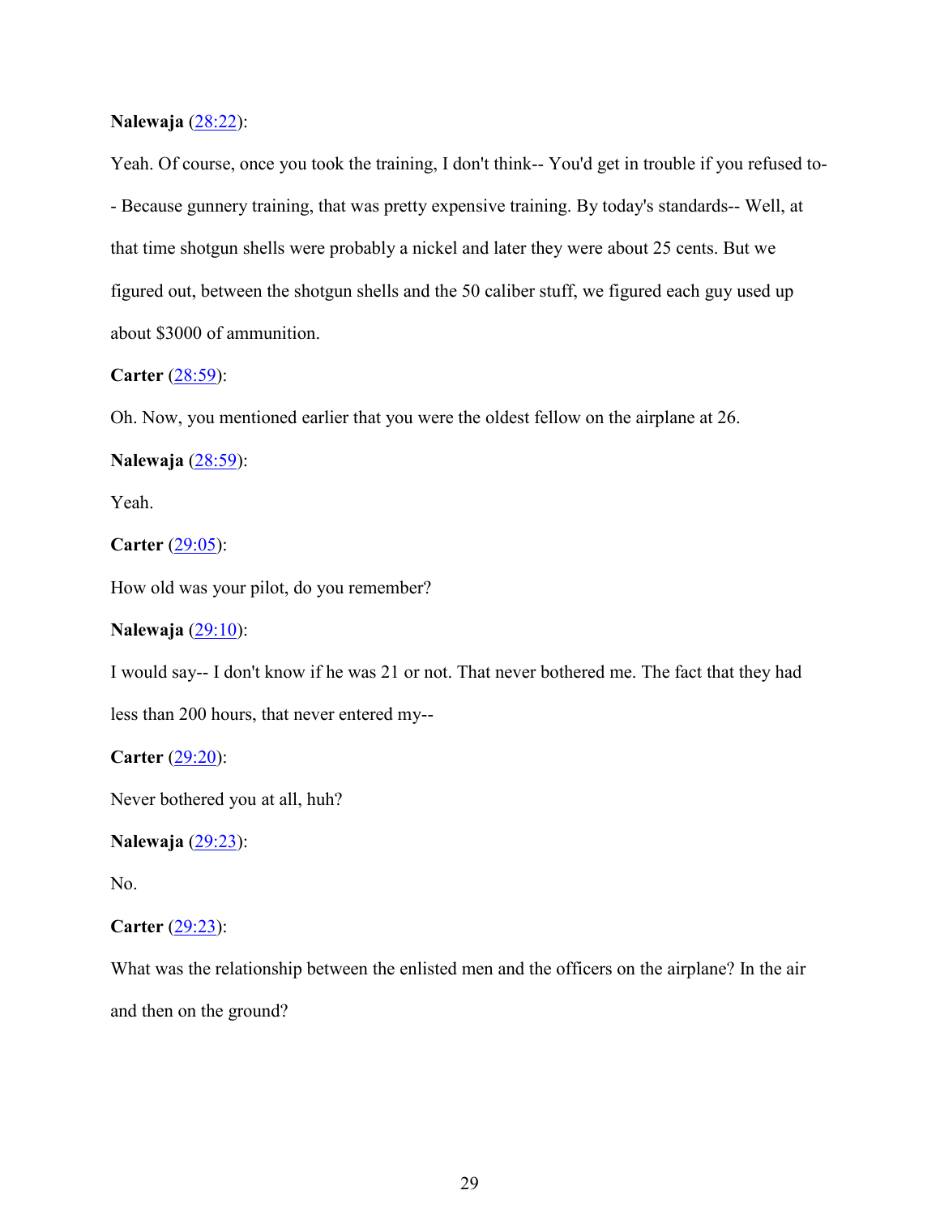**Nalewaja** ([28:22]):

Yeah. Of course, once you took the training, I don't think-- You'd get in trouble if you refused to-- Because gunnery training, that was pretty expensive training. By today's standards-- Well, at that time shotgun shells were probably a nickel and later they were about 25 cents. But we figured out, between the shotgun shells and the 50 caliber stuff, we figured each guy used up about $3000 of ammunition.

**Carter** ([28:59]):

Oh. Now, you mentioned earlier that you were the oldest fellow on the airplane at 26.

**Nalewaja** ([28:59]):

Yeah.

**Carter** ([29:05]):

How old was your pilot, do you remember?

**Nalewaja** ([29:10]):

I would say-- I don't know if he was 21 or not. That never bothered me. The fact that they had less than 200 hours, that never entered my--

**Carter** ([29:20]):

Never bothered you at all, huh?

**Nalewaja** ([29:23]):

No.

**Carter** ([29:23]):

What was the relationship between the enlisted men and the officers on the airplane? In the air and then on the ground?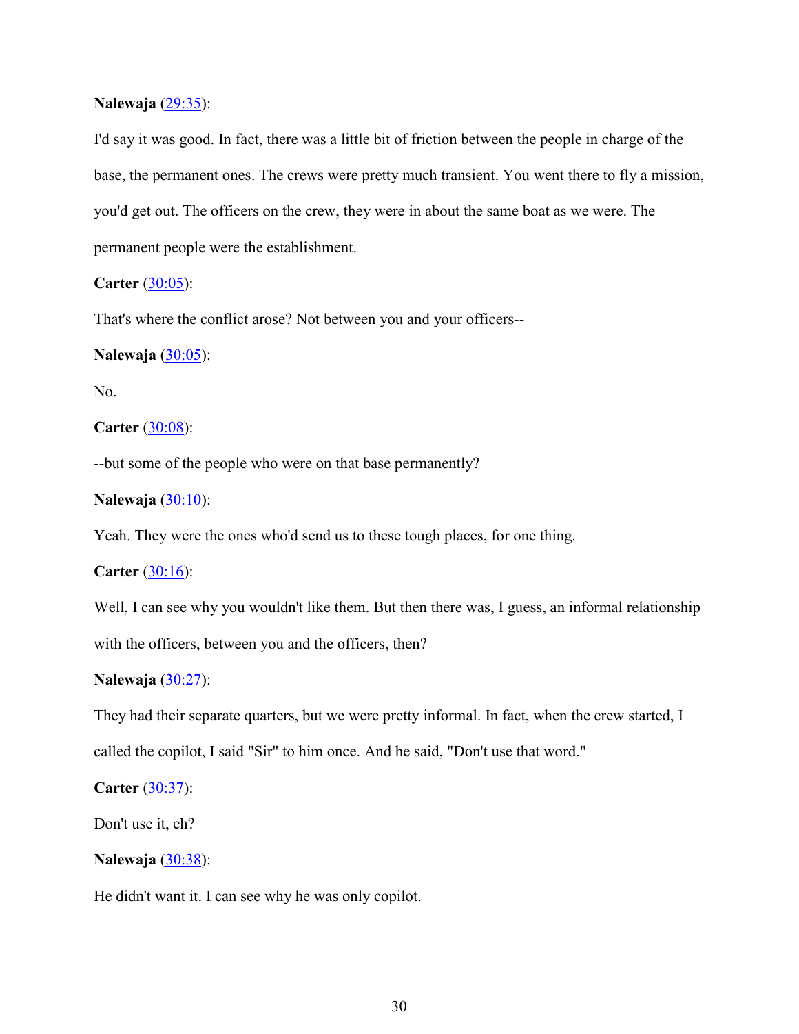**Nalewaja** (29:35):

I'd say it was good. In fact, there was a little bit of friction between the people in charge of the base, the permanent ones. The crews were pretty much transient. You went there to fly a mission, you'd get out. The officers on the crew, they were in about the same boat as we were. The permanent people were the establishment.

**Carter** (30:05):

That's where the conflict arose? Not between you and your officers--

**Nalewaja** (30:05):

No.

**Carter** (30:08):

--but some of the people who were on that base permanently?

**Nalewaja** (30:10):

Yeah. They were the ones who'd send us to these tough places, for one thing.

**Carter** (30:16):

Well, I can see why you wouldn't like them. But then there was, I guess, an informal relationship with the officers, between you and the officers, then?

**Nalewaja** (30:27):

They had their separate quarters, but we were pretty informal. In fact, when the crew started, I called the copilot, I said "Sir" to him once. And he said, "Don't use that word."

**Carter** (30:37):

Don't use it, eh?

**Nalewaja** (30:38):

He didn't want it. I can see why he was only copilot.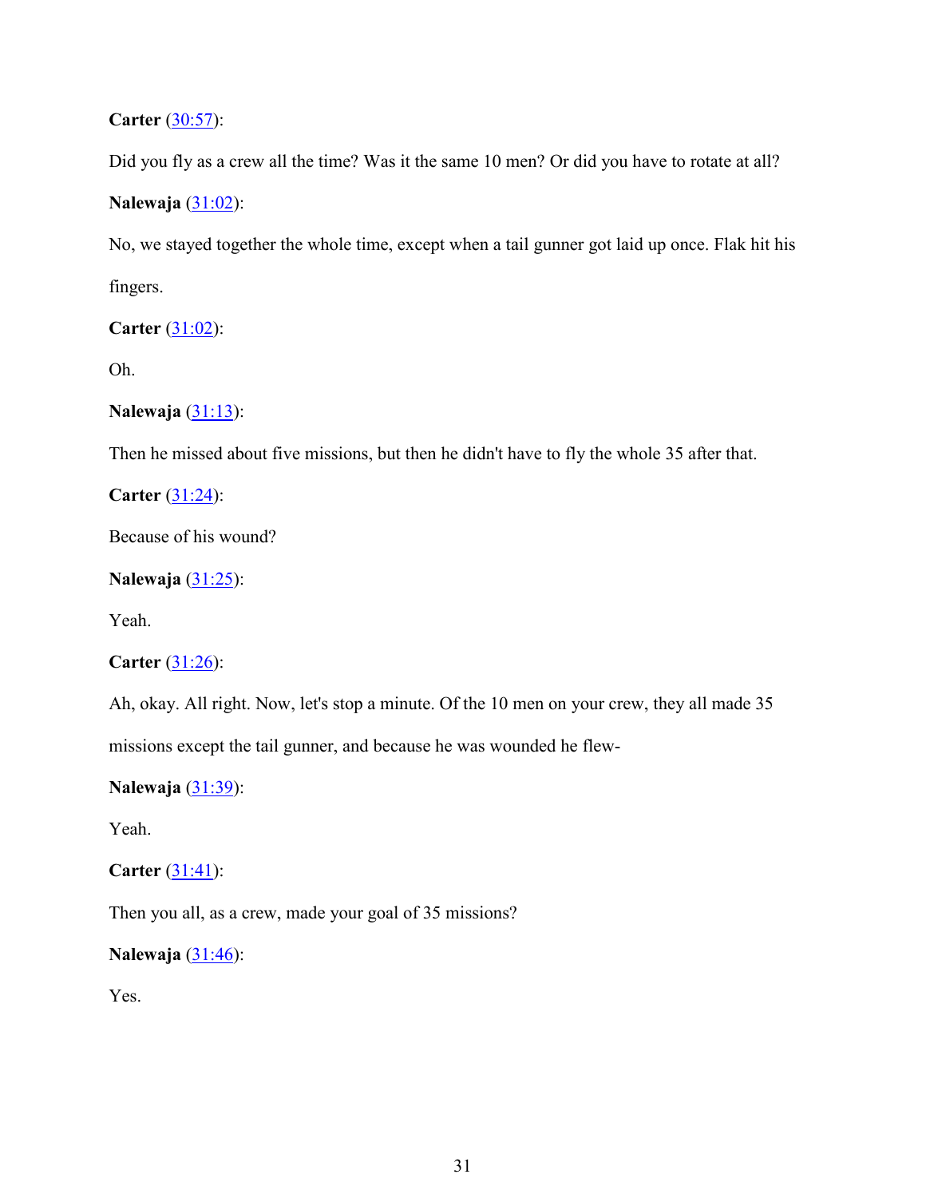**Carter** ([30:57]):

Did you fly as a crew all the time? Was it the same 10 men? Or did you have to rotate at all?

**Nalewaja** ([31:02]):

No, we stayed together the whole time, except when a tail gunner got laid up once. Flak hit his fingers.

**Carter** ([31:02]):

Oh.

**Nalewaja** ([31:13]):

Then he missed about five missions, but then he didn't have to fly the whole 35 after that.

**Carter** ([31:24]):

Because of his wound?

**Nalewaja** ([31:25]):

Yeah.

**Carter** ([31:26]):

Ah, okay. All right. Now, let's stop a minute. Of the 10 men on your crew, they all made 35 missions except the tail gunner, and because he was wounded he flew-

**Nalewaja** ([31:39]):

Yeah.

**Carter** ([31:41]):

Then you all, as a crew, made your goal of 35 missions?

**Nalewaja** ([31:46]):

Yes.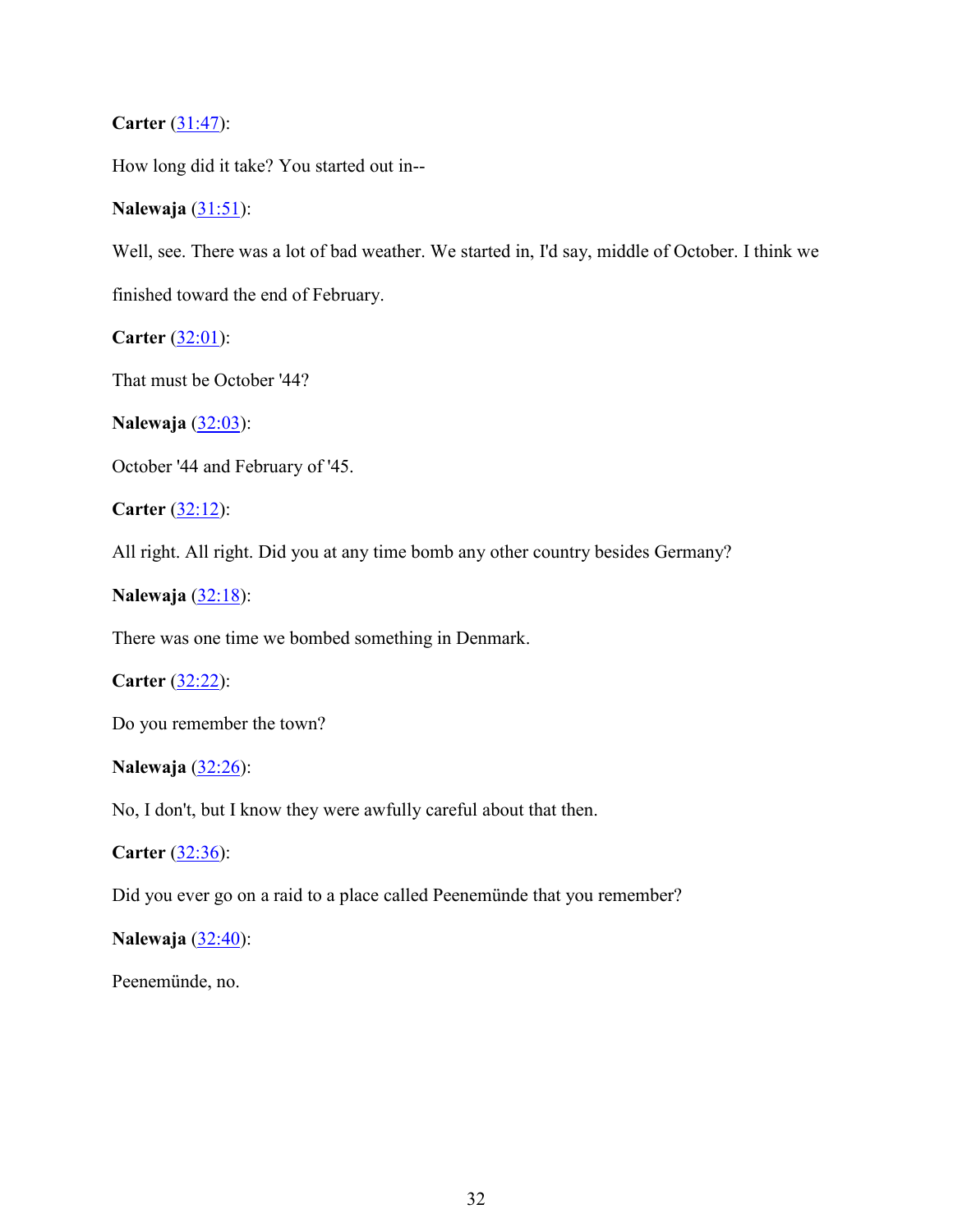**Carter** (31:47):

How long did it take? You started out in--

**Nalewaja** (31:51):

Well, see. There was a lot of bad weather. We started in, I'd say, middle of October. I think we finished toward the end of February.

**Carter** (32:01):

That must be October '44?

**Nalewaja** (32:03):

October '44 and February of '45.

**Carter** (32:12):

All right. All right. Did you at any time bomb any other country besides Germany?

**Nalewaja** (32:18):

There was one time we bombed something in Denmark.

**Carter** (32:22):

Do you remember the town?

**Nalewaja** (32:26):

No, I don't, but I know they were awfully careful about that then.

**Carter** (32:36):

Did you ever go on a raid to a place called Peenemünde that you remember?

**Nalewaja** (32:40):

Peenemünde, no.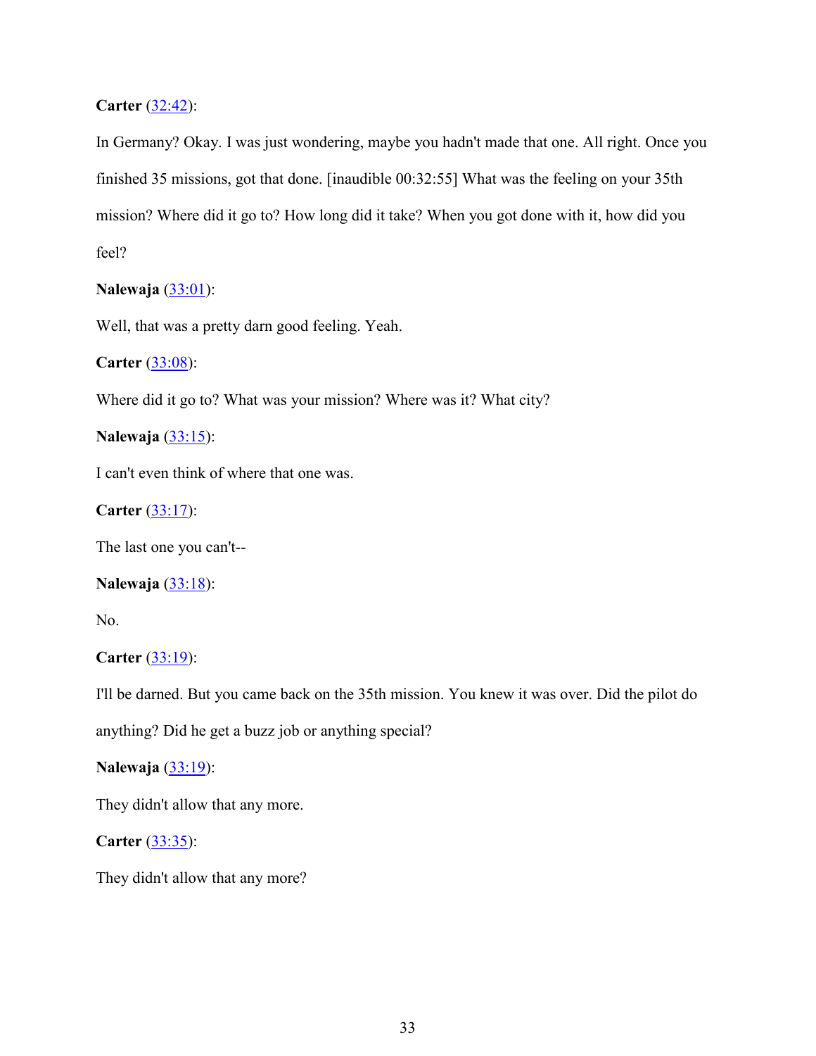**Carter** (32:42):

In Germany? Okay. I was just wondering, maybe you hadn't made that one. All right. Once you finished 35 missions, got that done. [inaudible 00:32:55] What was the feeling on your 35th mission? Where did it go to? How long did it take? When you got done with it, how did you feel?

**Nalewaja** (33:01):

Well, that was a pretty darn good feeling. Yeah.

**Carter** (33:08):

Where did it go to? What was your mission? Where was it? What city?

**Nalewaja** (33:15):

I can't even think of where that one was.

**Carter** (33:17):

The last one you can't--

**Nalewaja** (33:18):

No.

**Carter** (33:19):

I'll be darned. But you came back on the 35th mission. You knew it was over. Did the pilot do anything? Did he get a buzz job or anything special?

**Nalewaja** (33:19):

They didn't allow that any more.

**Carter** (33:35):

They didn't allow that any more?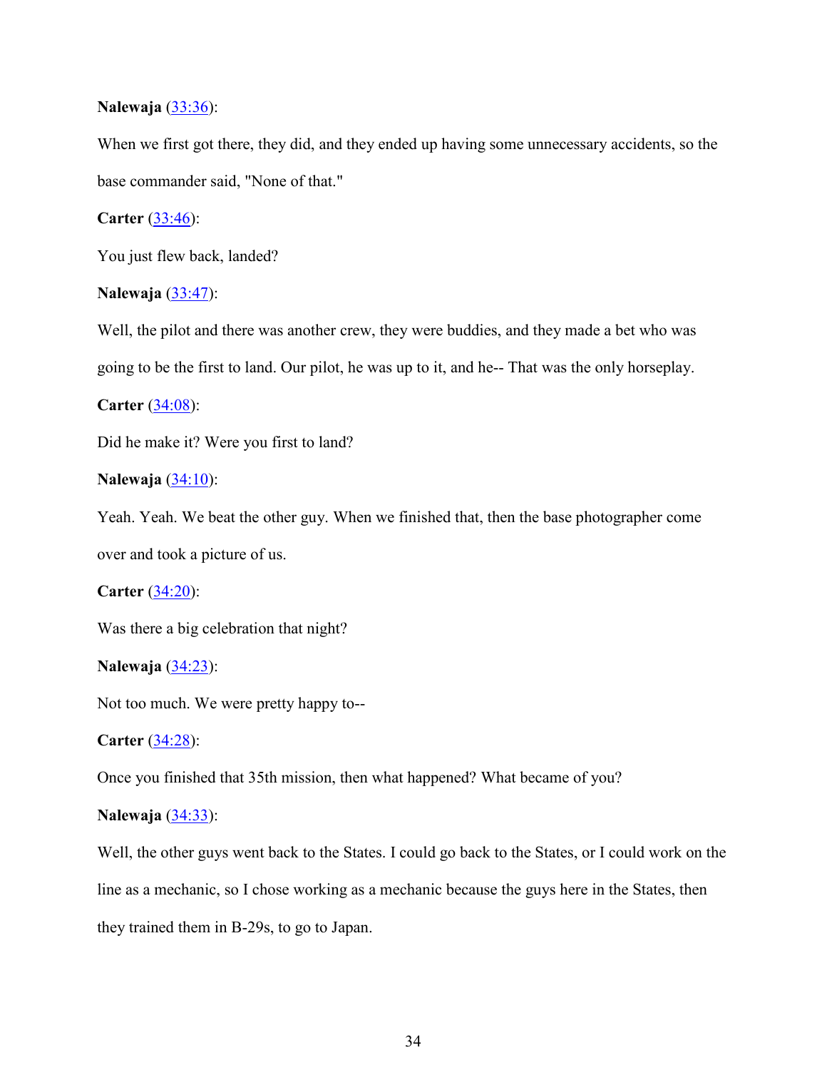**Nalewaja** ([33:36]):

When we first got there, they did, and they ended up having some unnecessary accidents, so the base commander said, "None of that."

**Carter** ([33:46]):

You just flew back, landed?

**Nalewaja** ([33:47]):

Well, the pilot and there was another crew, they were buddies, and they made a bet who was going to be the first to land. Our pilot, he was up to it, and he-- That was the only horseplay.

**Carter** ([34:08]):

Did he make it? Were you first to land?

**Nalewaja** ([34:10]):

Yeah. Yeah. We beat the other guy. When we finished that, then the base photographer come over and took a picture of us.

**Carter** ([34:20]):

Was there a big celebration that night?

**Nalewaja** ([34:23]):

Not too much. We were pretty happy to--

**Carter** ([34:28]):

Once you finished that 35th mission, then what happened? What became of you?

**Nalewaja** ([34:33]):

Well, the other guys went back to the States. I could go back to the States, or I could work on the line as a mechanic, so I chose working as a mechanic because the guys here in the States, then they trained them in B-29s, to go to Japan.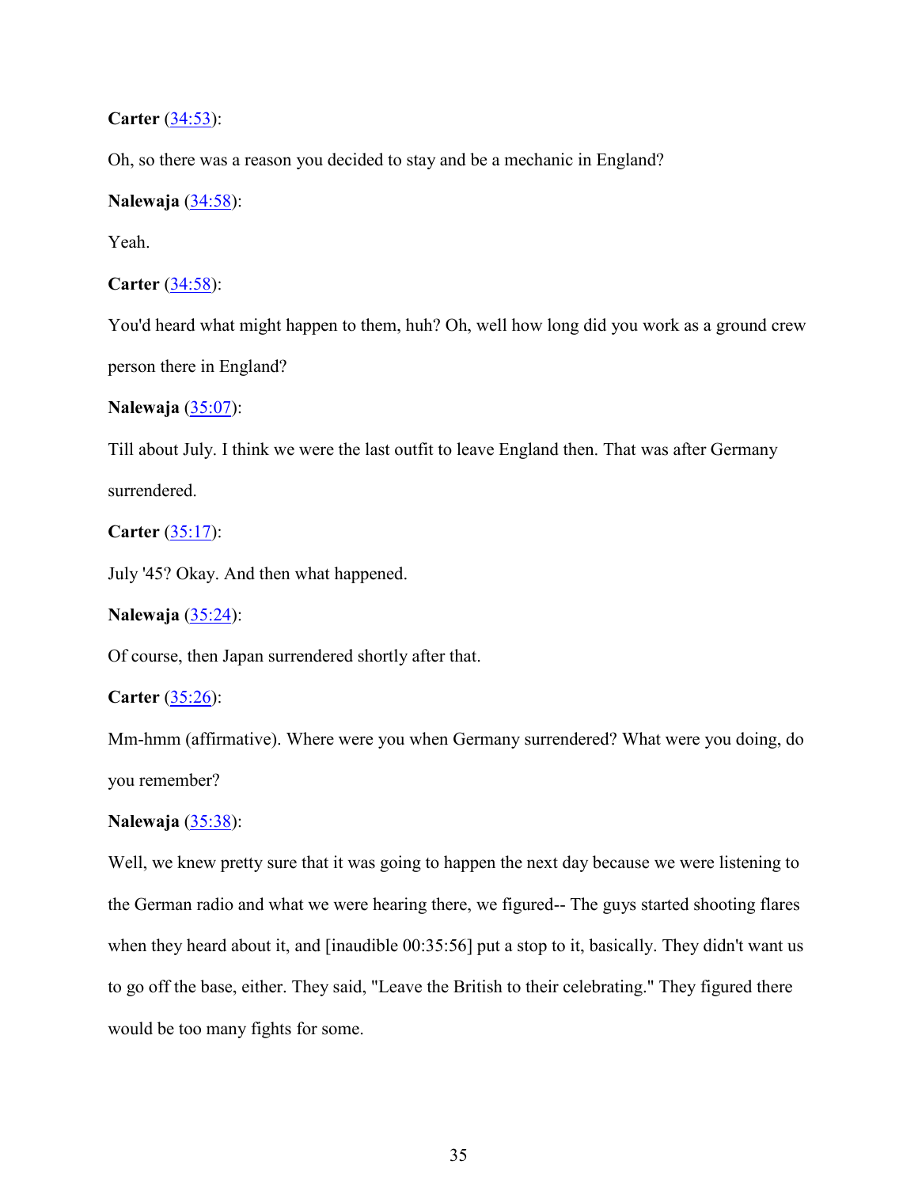**Carter** (34:53):

Oh, so there was a reason you decided to stay and be a mechanic in England?

**Nalewaja** (34:58):

Yeah.

**Carter** (34:58):

You'd heard what might happen to them, huh? Oh, well how long did you work as a ground crew person there in England?

**Nalewaja** (35:07):

Till about July. I think we were the last outfit to leave England then. That was after Germany surrendered.

**Carter** (35:17):

July '45? Okay. And then what happened.

**Nalewaja** (35:24):

Of course, then Japan surrendered shortly after that.

**Carter** (35:26):

Mm-hmm (affirmative). Where were you when Germany surrendered? What were you doing, do you remember?

**Nalewaja** (35:38):

Well, we knew pretty sure that it was going to happen the next day because we were listening to the German radio and what we were hearing there, we figured-- The guys started shooting flares when they heard about it, and [inaudible 00:35:56] put a stop to it, basically. They didn't want us to go off the base, either. They said, "Leave the British to their celebrating." They figured there would be too many fights for some.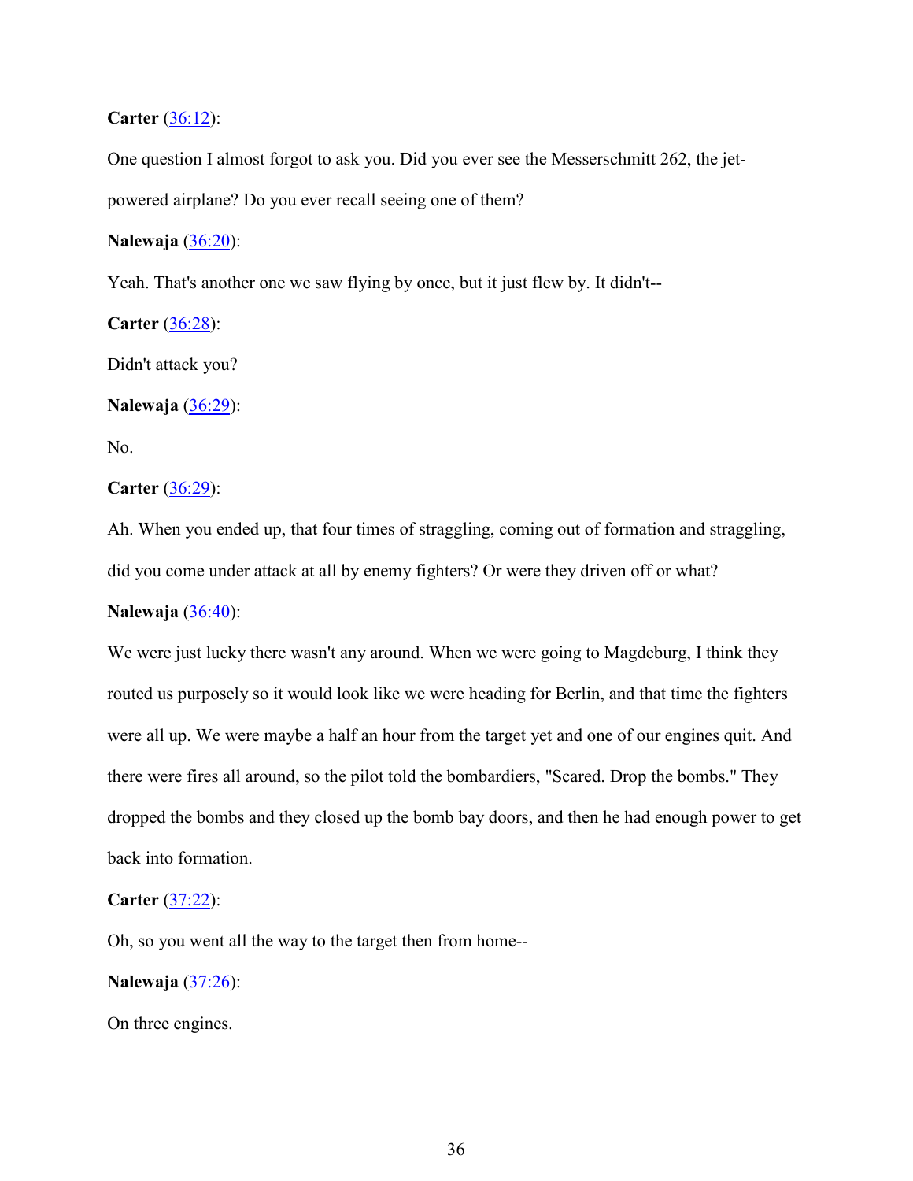**Carter** ([36:12](#)):

One question I almost forgot to ask you. Did you ever see the Messerschmitt 262, the jet-powered airplane? Do you ever recall seeing one of them?

**Nalewaja** ([36:20](#)):

Yeah. That's another one we saw flying by once, but it just flew by. It didn't--

**Carter** ([36:28](#)):

Didn't attack you?

**Nalewaja** ([36:29](#)):

No.

**Carter** ([36:29](#)):

Ah. When you ended up, that four times of straggling, coming out of formation and straggling, did you come under attack at all by enemy fighters? Or were they driven off or what?

**Nalewaja** ([36:40](#)):

We were just lucky there wasn't any around. When we were going to Magdeburg, I think they routed us purposely so it would look like we were heading for Berlin, and that time the fighters were all up. We were maybe a half an hour from the target yet and one of our engines quit. And there were fires all around, so the pilot told the bombardiers, "Scared. Drop the bombs." They dropped the bombs and they closed up the bomb bay doors, and then he had enough power to get back into formation.

**Carter** ([37:22](#)):

Oh, so you went all the way to the target then from home--

**Nalewaja** ([37:26](#)):

On three engines.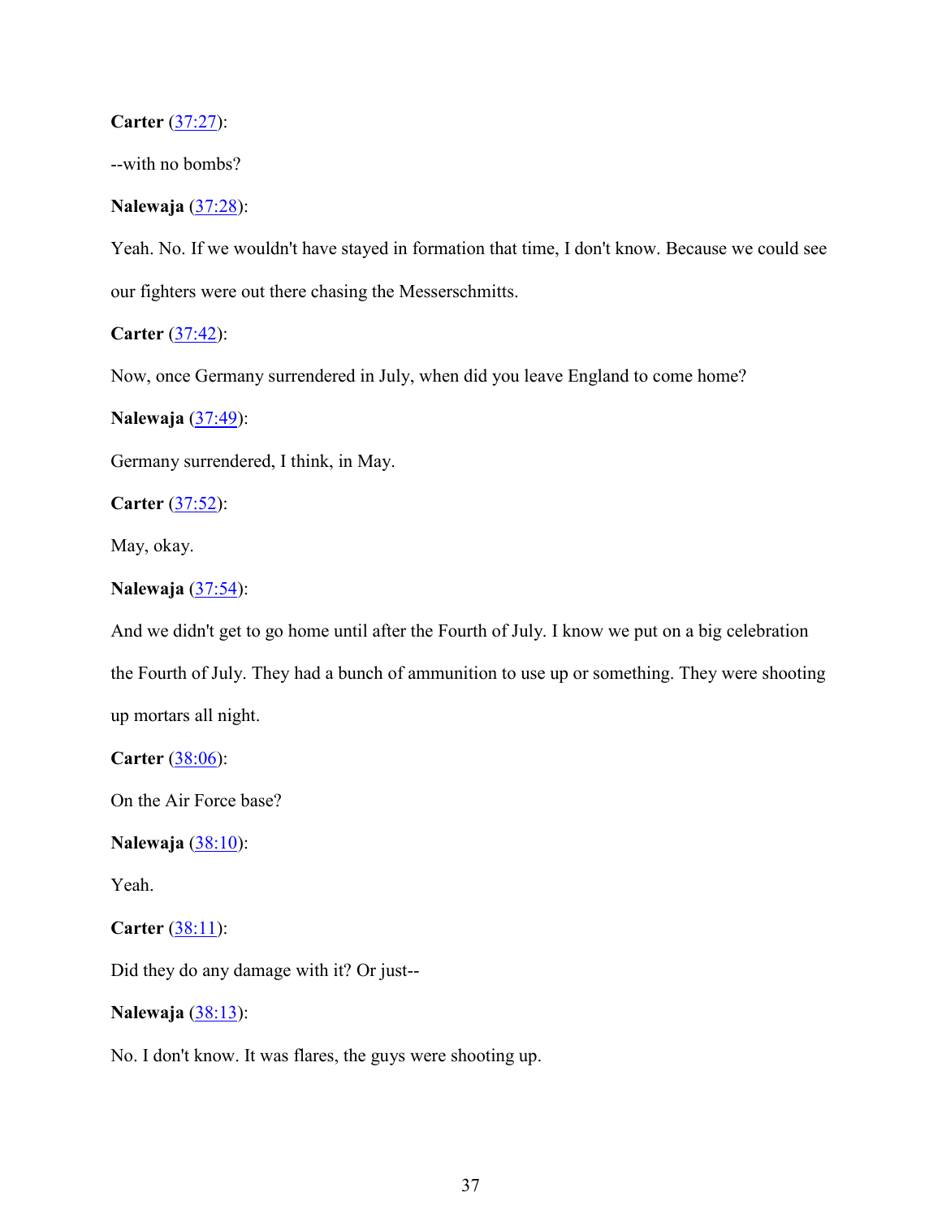**Carter** (37:27):

--with no bombs?

**Nalewaja** (37:28):

Yeah. No. If we wouldn't have stayed in formation that time, I don't know. Because we could see our fighters were out there chasing the Messerschmitts.

**Carter** (37:42):

Now, once Germany surrendered in July, when did you leave England to come home?

**Nalewaja** (37:49):

Germany surrendered, I think, in May.

**Carter** (37:52):

May, okay.

**Nalewaja** (37:54):

And we didn't get to go home until after the Fourth of July. I know we put on a big celebration the Fourth of July. They had a bunch of ammunition to use up or something. They were shooting up mortars all night.

**Carter** (38:06):

On the Air Force base?

**Nalewaja** (38:10):

Yeah.

**Carter** (38:11):

Did they do any damage with it? Or just--

**Nalewaja** (38:13):

No. I don't know. It was flares, the guys were shooting up.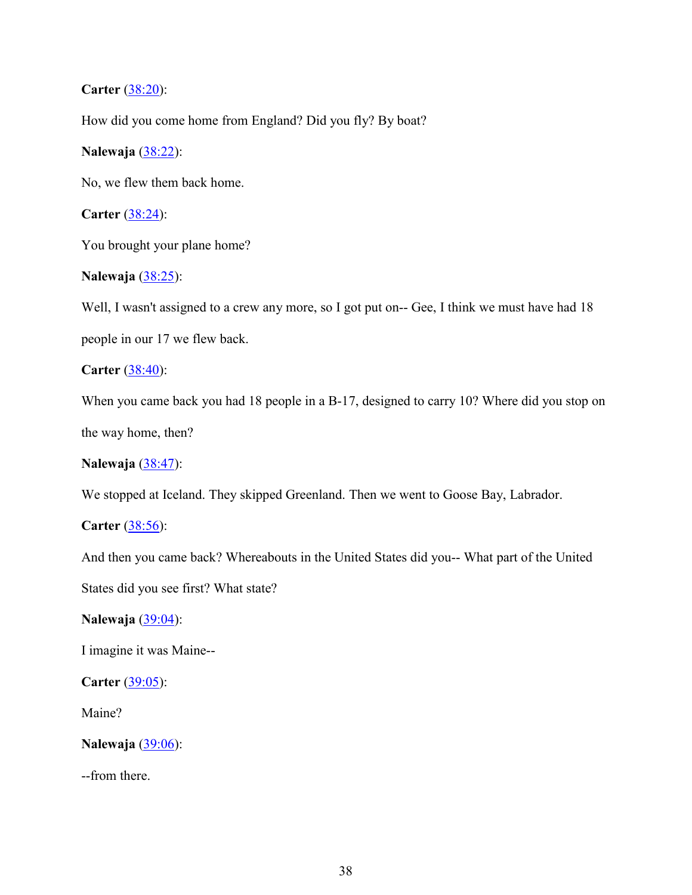**Carter** (38:20):

How did you come home from England? Did you fly? By boat?

**Nalewaja** (38:22):

No, we flew them back home.

**Carter** (38:24):

You brought your plane home?

**Nalewaja** (38:25):

Well, I wasn't assigned to a crew any more, so I got put on-- Gee, I think we must have had 18 people in our 17 we flew back.

**Carter** (38:40):

When you came back you had 18 people in a B-17, designed to carry 10? Where did you stop on the way home, then?

**Nalewaja** (38:47):

We stopped at Iceland. They skipped Greenland. Then we went to Goose Bay, Labrador.

**Carter** (38:56):

And then you came back? Whereabouts in the United States did you-- What part of the United States did you see first? What state?

**Nalewaja** (39:04):

I imagine it was Maine--

**Carter** (39:05):

Maine?

**Nalewaja** (39:06):

--from there.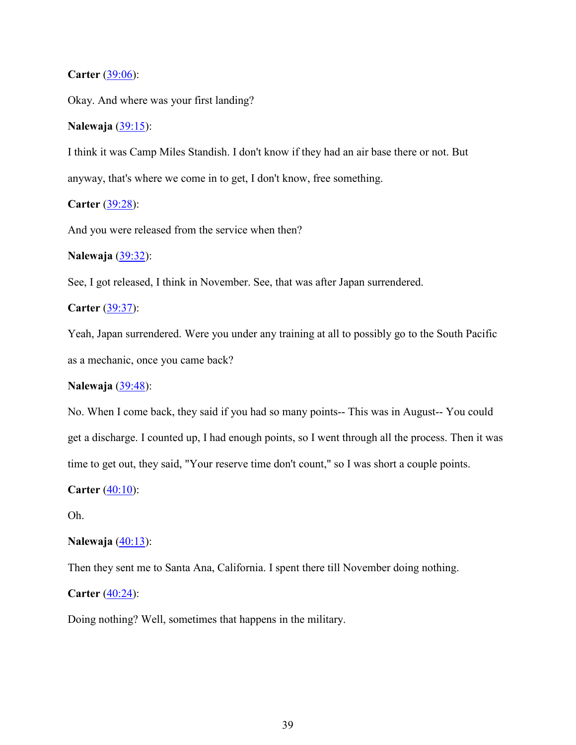**Carter** (39:06):

Okay. And where was your first landing?

**Nalewaja** (39:15):

I think it was Camp Miles Standish. I don't know if they had an air base there or not. But anyway, that's where we come in to get, I don't know, free something.

**Carter** (39:28):

And you were released from the service when then?

**Nalewaja** (39:32):

See, I got released, I think in November. See, that was after Japan surrendered.

**Carter** (39:37):

Yeah, Japan surrendered. Were you under any training at all to possibly go to the South Pacific as a mechanic, once you came back?

**Nalewaja** (39:48):

No. When I come back, they said if you had so many points-- This was in August-- You could get a discharge. I counted up, I had enough points, so I went through all the process. Then it was time to get out, they said, "Your reserve time don't count," so I was short a couple points.

**Carter** (40:10):

Oh.

**Nalewaja** (40:13):

Then they sent me to Santa Ana, California. I spent there till November doing nothing.

**Carter** (40:24):

Doing nothing? Well, sometimes that happens in the military.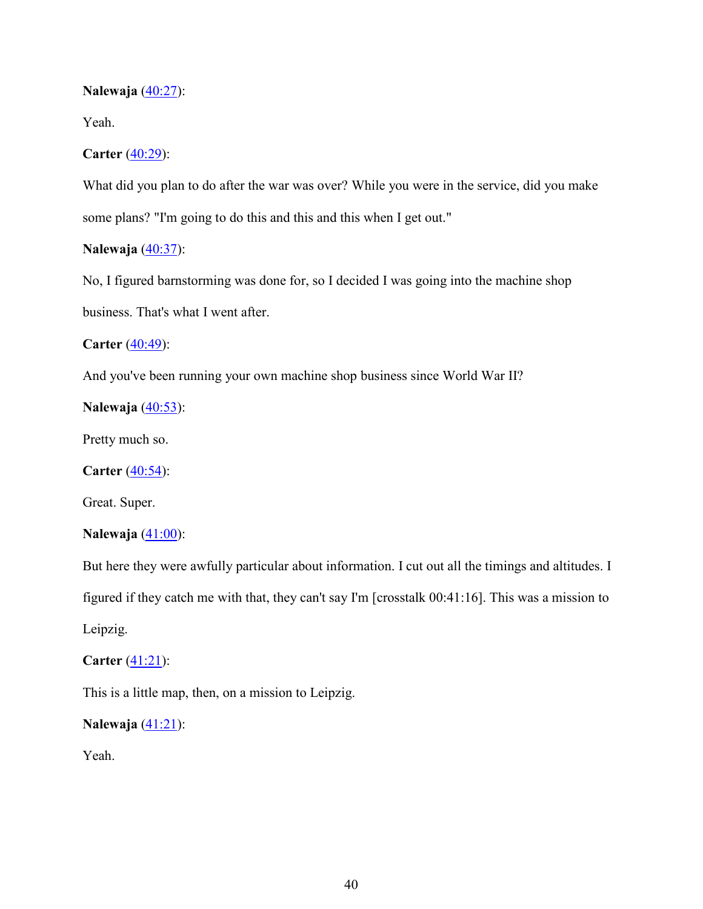**Nalewaja** (40:27):

Yeah.

**Carter** (40:29):

What did you plan to do after the war was over? While you were in the service, did you make some plans? "I'm going to do this and this and this when I get out."

**Nalewaja** (40:37):

No, I figured barnstorming was done for, so I decided I was going into the machine shop business. That's what I went after.

**Carter** (40:49):

And you've been running your own machine shop business since World War II?

**Nalewaja** (40:53):

Pretty much so.

**Carter** (40:54):

Great. Super.

**Nalewaja** (41:00):

But here they were awfully particular about information. I cut out all the timings and altitudes. I figured if they catch me with that, they can't say I'm [crosstalk 00:41:16]. This was a mission to Leipzig.

**Carter** (41:21):

This is a little map, then, on a mission to Leipzig.

**Nalewaja** (41:21):

Yeah.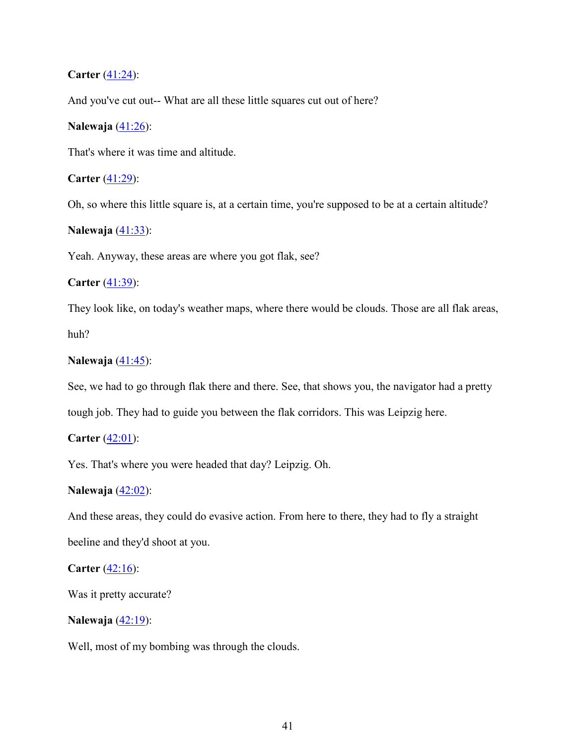**Carter** (41:24):

And you've cut out-- What are all these little squares cut out of here?

**Nalewaja** (41:26):

That's where it was time and altitude.

**Carter** (41:29):

Oh, so where this little square is, at a certain time, you're supposed to be at a certain altitude?

**Nalewaja** (41:33):

Yeah. Anyway, these areas are where you got flak, see?

**Carter** (41:39):

They look like, on today's weather maps, where there would be clouds. Those are all flak areas, huh?

**Nalewaja** (41:45):

See, we had to go through flak there and there. See, that shows you, the navigator had a pretty tough job. They had to guide you between the flak corridors. This was Leipzig here.

**Carter** (42:01):

Yes. That's where you were headed that day? Leipzig. Oh.

**Nalewaja** (42:02):

And these areas, they could do evasive action. From here to there, they had to fly a straight beeline and they'd shoot at you.

**Carter** (42:16):

Was it pretty accurate?

**Nalewaja** (42:19):

Well, most of my bombing was through the clouds.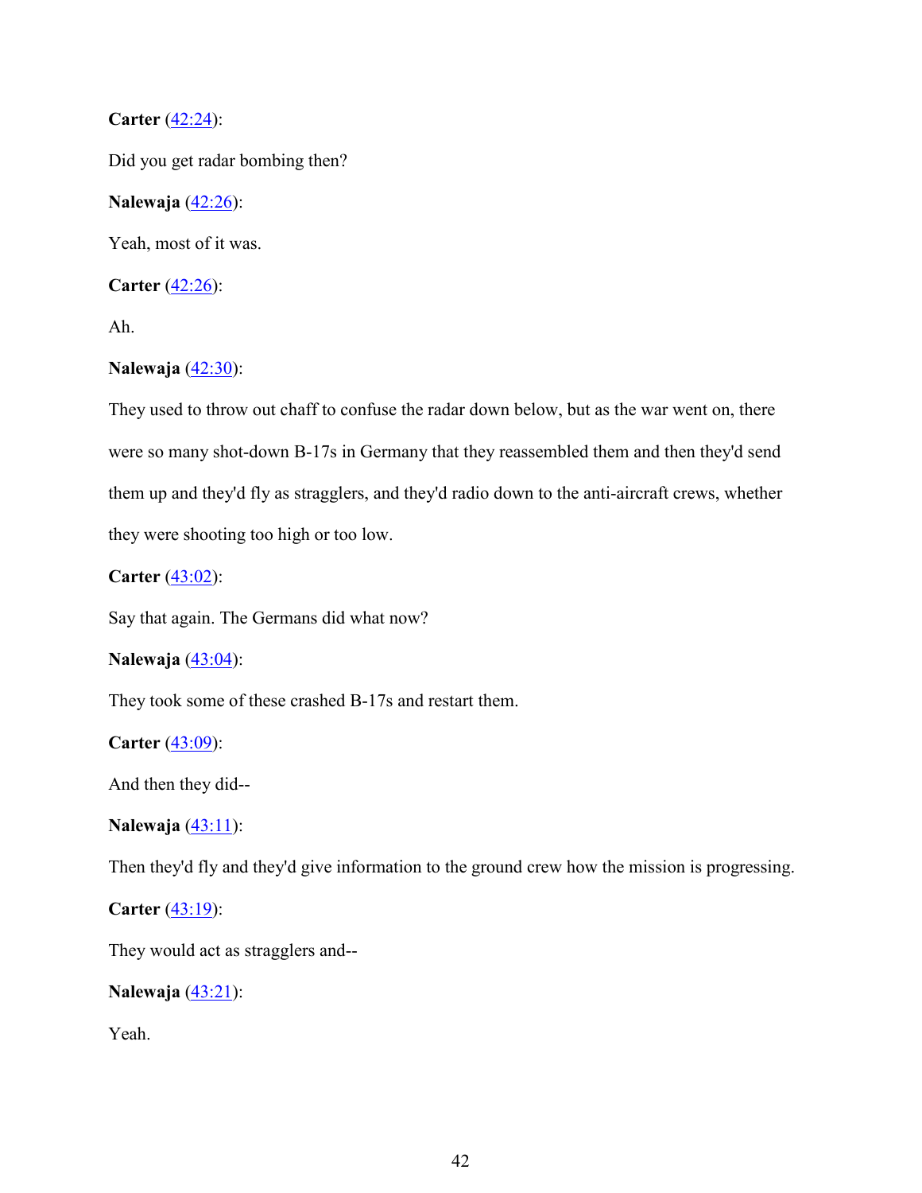**Carter** ([42:24]):

Did you get radar bombing then?

**Nalewaja** ([42:26]):

Yeah, most of it was.

**Carter** ([42:26]):

Ah.

**Nalewaja** ([42:30]):

They used to throw out chaff to confuse the radar down below, but as the war went on, there were so many shot-down B-17s in Germany that they reassembled them and then they'd send them up and they'd fly as stragglers, and they'd radio down to the anti-aircraft crews, whether they were shooting too high or too low.

**Carter** ([43:02]):

Say that again. The Germans did what now?

**Nalewaja** ([43:04]):

They took some of these crashed B-17s and restart them.

**Carter** ([43:09]):

And then they did--

**Nalewaja** ([43:11]):

Then they'd fly and they'd give information to the ground crew how the mission is progressing.

**Carter** ([43:19]):

They would act as stragglers and--

**Nalewaja** ([43:21]):

Yeah.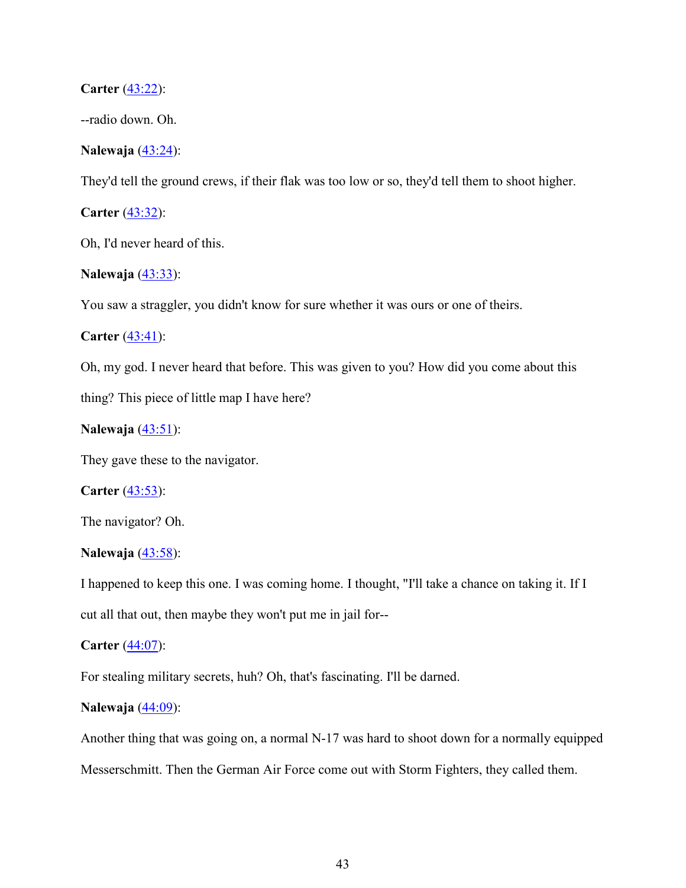**Carter** (43:22):

--radio down. Oh.

**Nalewaja** (43:24):

They'd tell the ground crews, if their flak was too low or so, they'd tell them to shoot higher.

**Carter** (43:32):

Oh, I'd never heard of this.

**Nalewaja** (43:33):

You saw a straggler, you didn't know for sure whether it was ours or one of theirs.

**Carter** (43:41):

Oh, my god. I never heard that before. This was given to you? How did you come about this thing? This piece of little map I have here?

**Nalewaja** (43:51):

They gave these to the navigator.

**Carter** (43:53):

The navigator? Oh.

**Nalewaja** (43:58):

I happened to keep this one. I was coming home. I thought, "I'll take a chance on taking it. If I cut all that out, then maybe they won't put me in jail for--

**Carter** (44:07):

For stealing military secrets, huh? Oh, that's fascinating. I'll be darned.

**Nalewaja** (44:09):

Another thing that was going on, a normal N-17 was hard to shoot down for a normally equipped Messerschmitt. Then the German Air Force come out with Storm Fighters, they called them.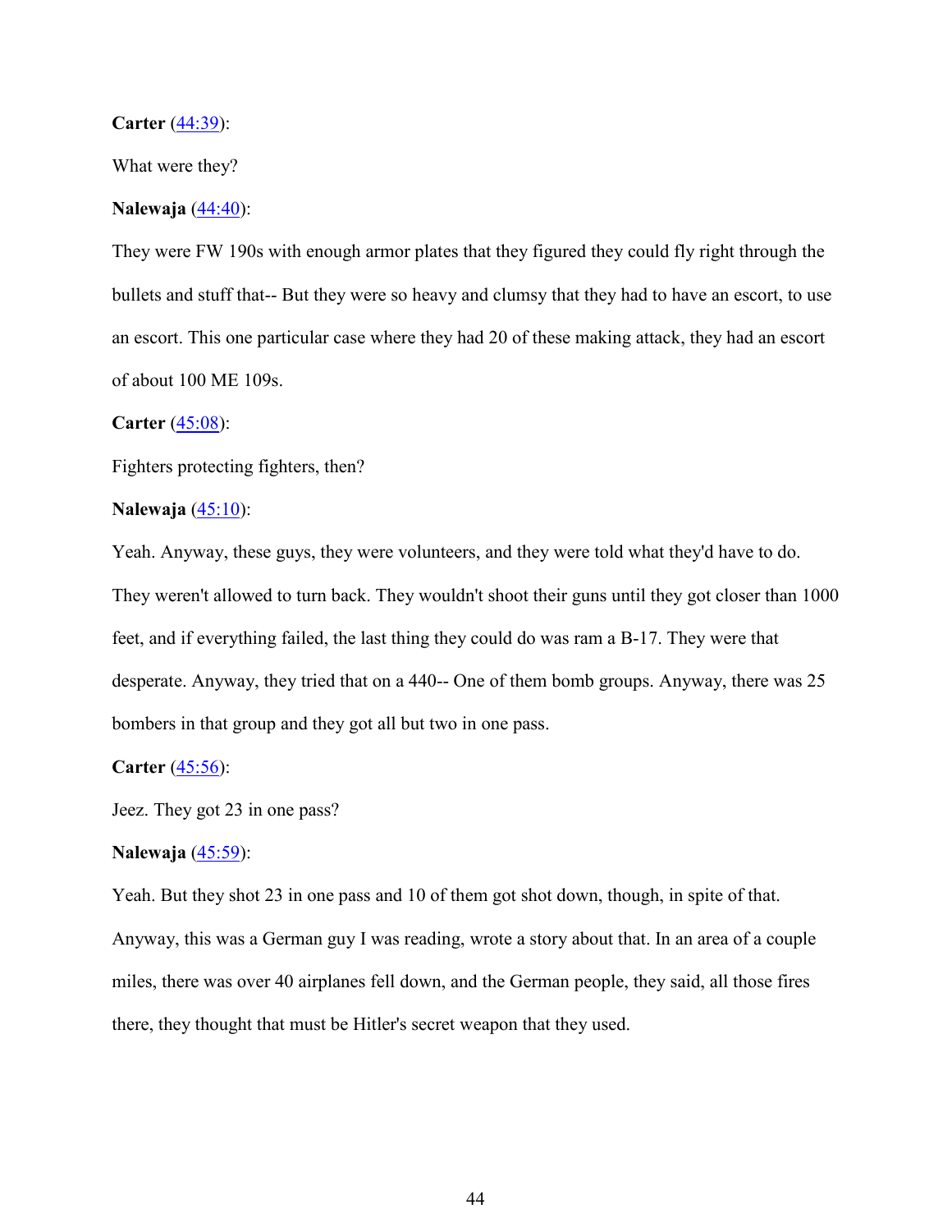**Carter** (44:39):

What were they?

**Nalewaja** (44:40):

They were FW 190s with enough armor plates that they figured they could fly right through the bullets and stuff that-- But they were so heavy and clumsy that they had to have an escort, to use an escort. This one particular case where they had 20 of these making attack, they had an escort of about 100 ME 109s.

**Carter** (45:08):

Fighters protecting fighters, then?

**Nalewaja** (45:10):

Yeah. Anyway, these guys, they were volunteers, and they were told what they'd have to do. They weren't allowed to turn back. They wouldn't shoot their guns until they got closer than 1000 feet, and if everything failed, the last thing they could do was ram a B-17. They were that desperate. Anyway, they tried that on a 440-- One of them bomb groups. Anyway, there was 25 bombers in that group and they got all but two in one pass.

**Carter** (45:56):

Jeez. They got 23 in one pass?

**Nalewaja** (45:59):

Yeah. But they shot 23 in one pass and 10 of them got shot down, though, in spite of that. Anyway, this was a German guy I was reading, wrote a story about that. In an area of a couple miles, there was over 40 airplanes fell down, and the German people, they said, all those fires there, they thought that must be Hitler's secret weapon that they used.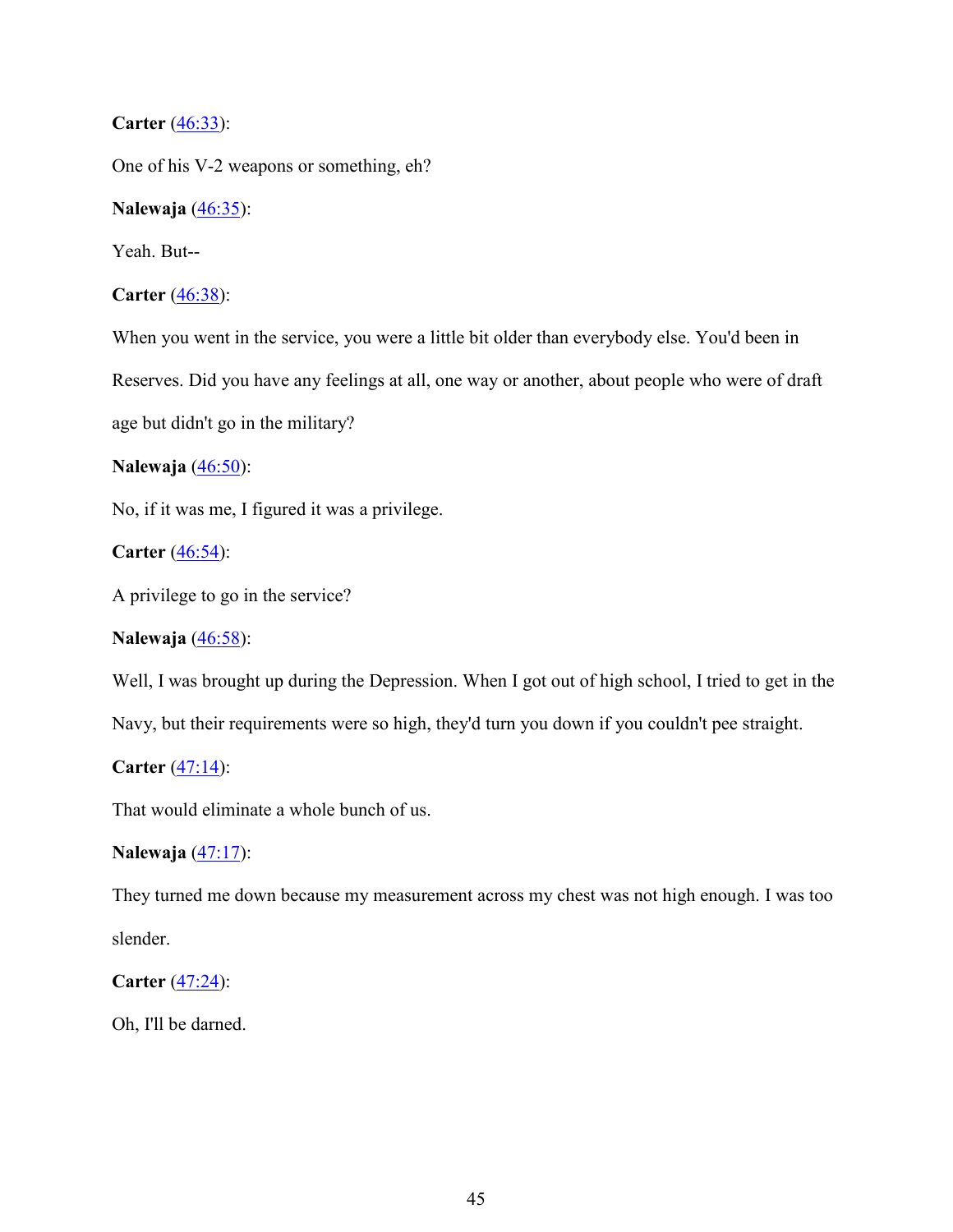**Carter** (46:33):

One of his V-2 weapons or something, eh?

**Nalewaja** (46:35):

Yeah. But--

**Carter** (46:38):

When you went in the service, you were a little bit older than everybody else. You'd been in Reserves. Did you have any feelings at all, one way or another, about people who were of draft age but didn't go in the military?

**Nalewaja** (46:50):

No, if it was me, I figured it was a privilege.

**Carter** (46:54):

A privilege to go in the service?

**Nalewaja** (46:58):

Well, I was brought up during the Depression. When I got out of high school, I tried to get in the Navy, but their requirements were so high, they'd turn you down if you couldn't pee straight.

**Carter** (47:14):

That would eliminate a whole bunch of us.

**Nalewaja** (47:17):

They turned me down because my measurement across my chest was not high enough. I was too slender.

**Carter** (47:24):

Oh, I'll be darned.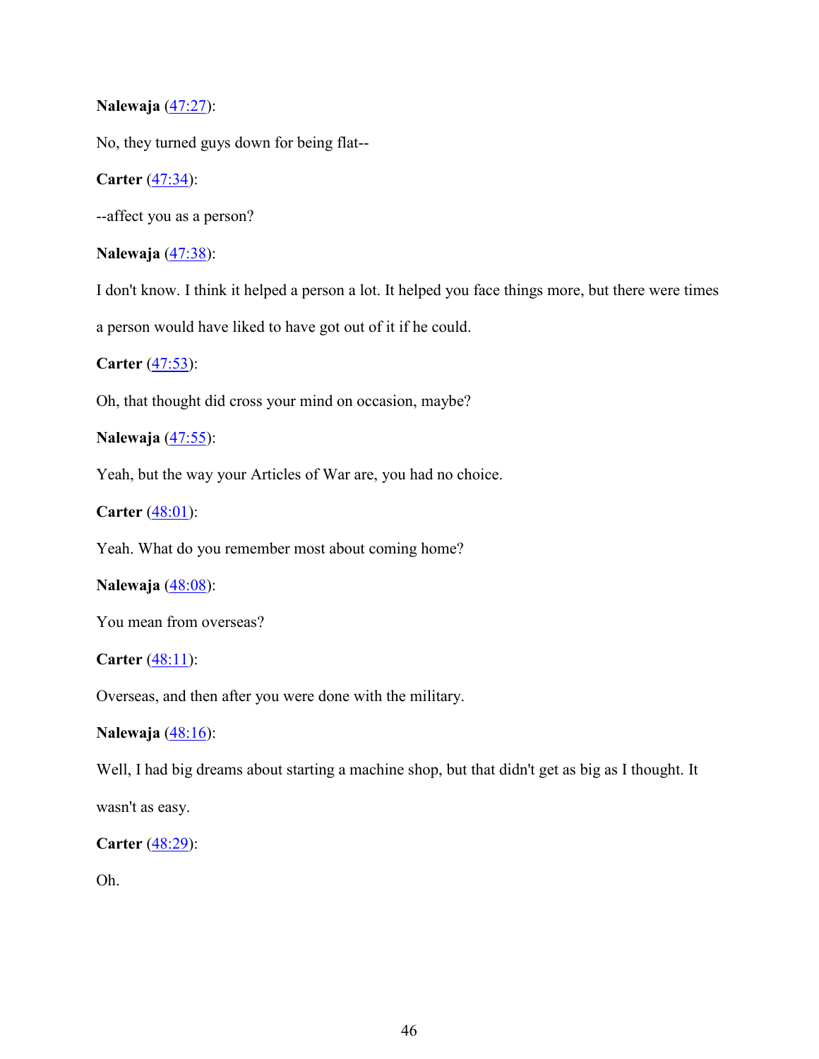**Nalewaja** ([47:27]()):

No, they turned guys down for being flat--

**Carter** ([47:34]()):

--affect you as a person?

**Nalewaja** ([47:38]()):

I don't know. I think it helped a person a lot. It helped you face things more, but there were times a person would have liked to have got out of it if he could.

**Carter** ([47:53]()):

Oh, that thought did cross your mind on occasion, maybe?

**Nalewaja** ([47:55]()):

Yeah, but the way your Articles of War are, you had no choice.

**Carter** ([48:01]()):

Yeah. What do you remember most about coming home?

**Nalewaja** ([48:08]()):

You mean from overseas?

**Carter** ([48:11]()):

Overseas, and then after you were done with the military.

**Nalewaja** ([48:16]()):

Well, I had big dreams about starting a machine shop, but that didn't get as big as I thought. It wasn't as easy.

**Carter** ([48:29]()):

Oh.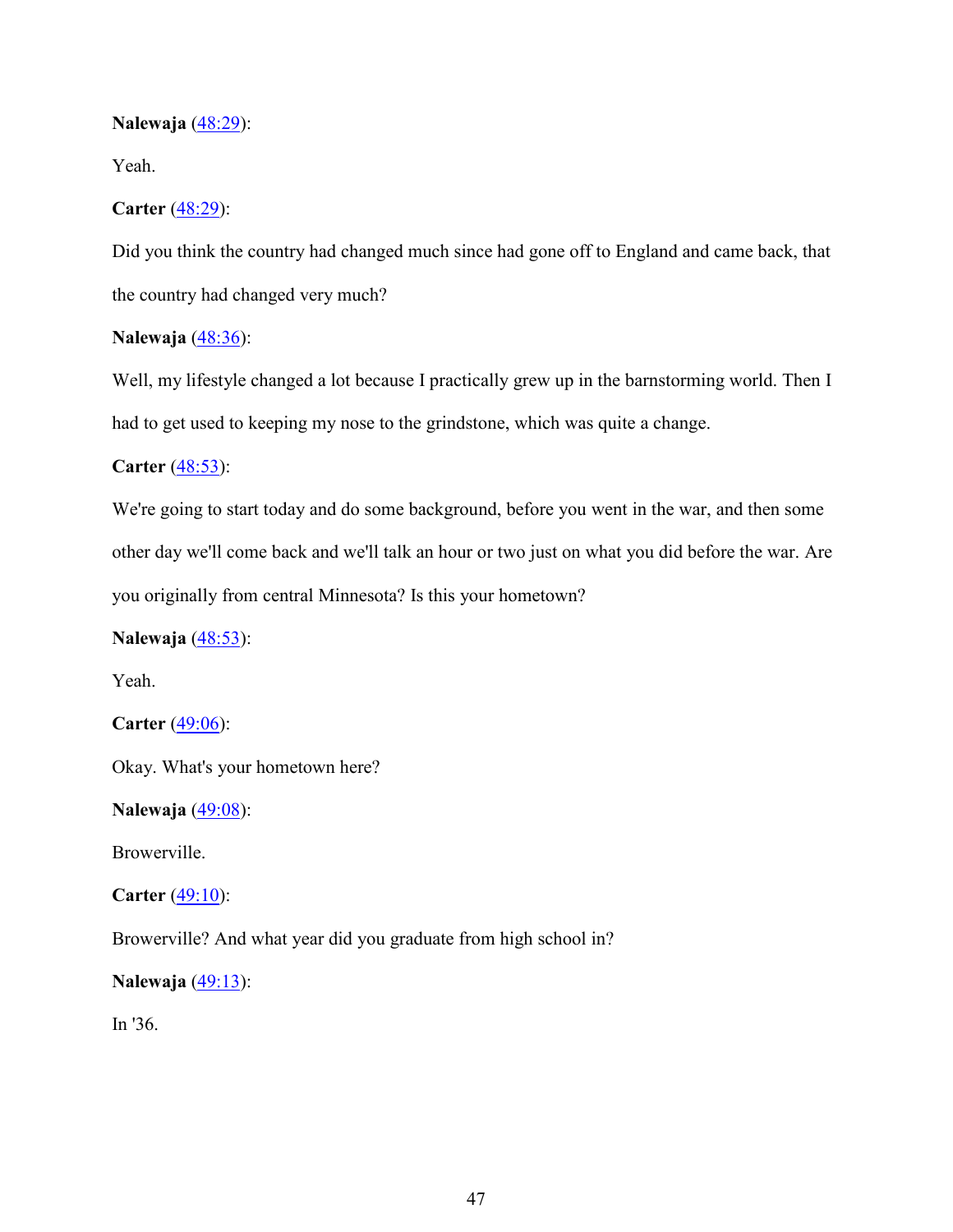**Nalewaja** ([48:29](#)):

Yeah.

**Carter** ([48:29](#)):

Did you think the country had changed much since had gone off to England and came back, that the country had changed very much?

**Nalewaja** ([48:36](#)):

Well, my lifestyle changed a lot because I practically grew up in the barnstorming world. Then I had to get used to keeping my nose to the grindstone, which was quite a change.

**Carter** ([48:53](#)):

We're going to start today and do some background, before you went in the war, and then some other day we'll come back and we'll talk an hour or two just on what you did before the war. Are you originally from central Minnesota? Is this your hometown?

**Nalewaja** ([48:53](#)):

Yeah.

**Carter** ([49:06](#)):

Okay. What's your hometown here?

**Nalewaja** ([49:08](#)):

Browerville.

**Carter** ([49:10](#)):

Browerville? And what year did you graduate from high school in?

**Nalewaja** ([49:13](#)):

In '36.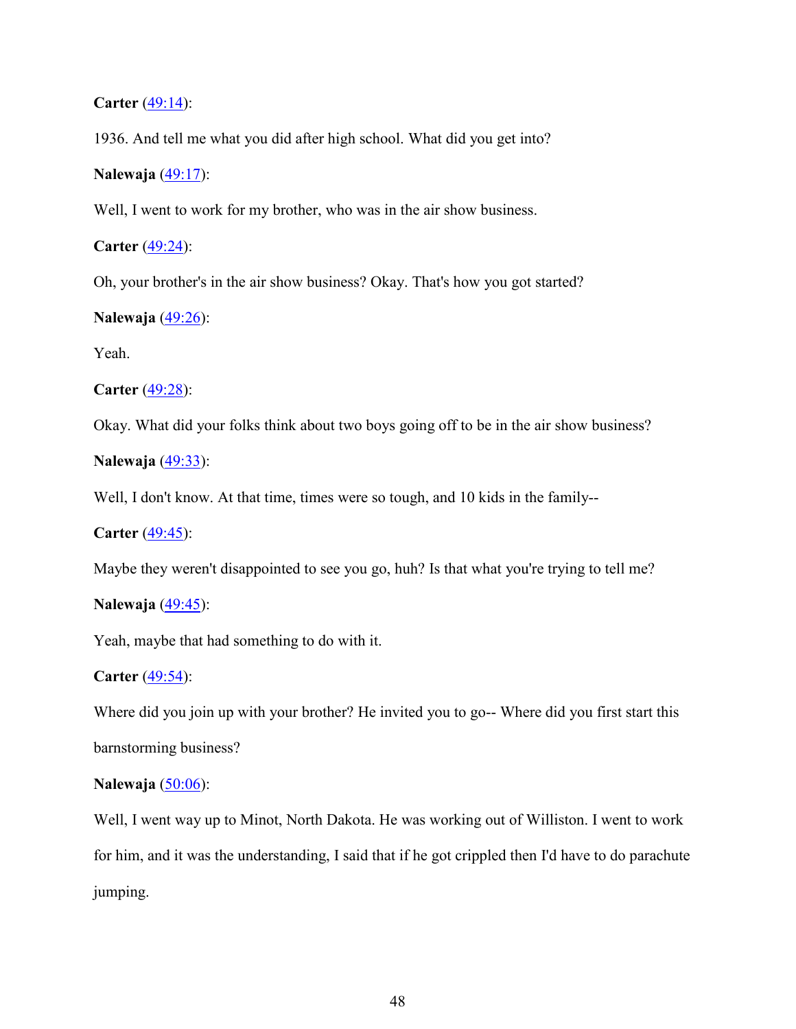**Carter** (49:14):

1936. And tell me what you did after high school. What did you get into?

**Nalewaja** (49:17):

Well, I went to work for my brother, who was in the air show business.

**Carter** (49:24):

Oh, your brother's in the air show business? Okay. That's how you got started?

**Nalewaja** (49:26):

Yeah.

**Carter** (49:28):

Okay. What did your folks think about two boys going off to be in the air show business?

**Nalewaja** (49:33):

Well, I don't know. At that time, times were so tough, and 10 kids in the family--

**Carter** (49:45):

Maybe they weren't disappointed to see you go, huh? Is that what you're trying to tell me?

**Nalewaja** (49:45):

Yeah, maybe that had something to do with it.

**Carter** (49:54):

Where did you join up with your brother? He invited you to go-- Where did you first start this barnstorming business?

**Nalewaja** (50:06):

Well, I went way up to Minot, North Dakota. He was working out of Williston. I went to work for him, and it was the understanding, I said that if he got crippled then I'd have to do parachute jumping.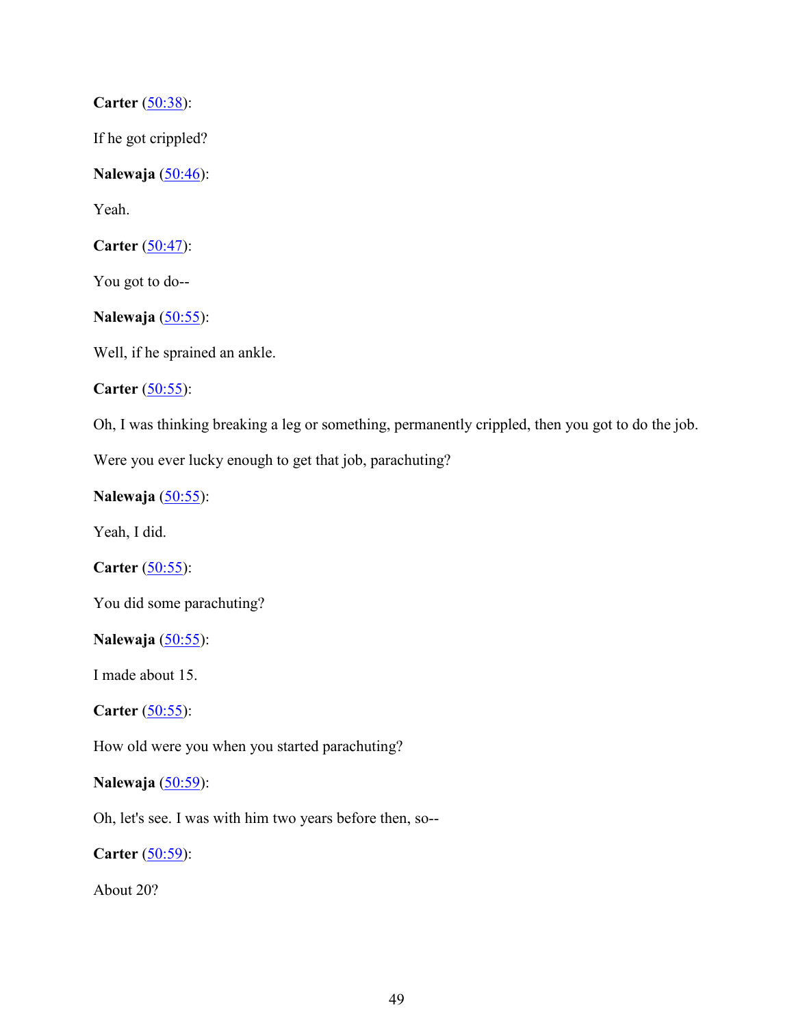**Carter** ([50:38]()):

If he got crippled?

**Nalewaja** ([50:46]()):

Yeah.

**Carter** ([50:47]()):

You got to do--

**Nalewaja** ([50:55]()):

Well, if he sprained an ankle.

**Carter** ([50:55]()):

Oh, I was thinking breaking a leg or something, permanently crippled, then you got to do the job.

Were you ever lucky enough to get that job, parachuting?

**Nalewaja** ([50:55]()):

Yeah, I did.

**Carter** ([50:55]()):

You did some parachuting?

**Nalewaja** ([50:55]()):

I made about 15.

**Carter** ([50:55]()):

How old were you when you started parachuting?

**Nalewaja** ([50:59]()):

Oh, let's see. I was with him two years before then, so--

**Carter** ([50:59]()):

About 20?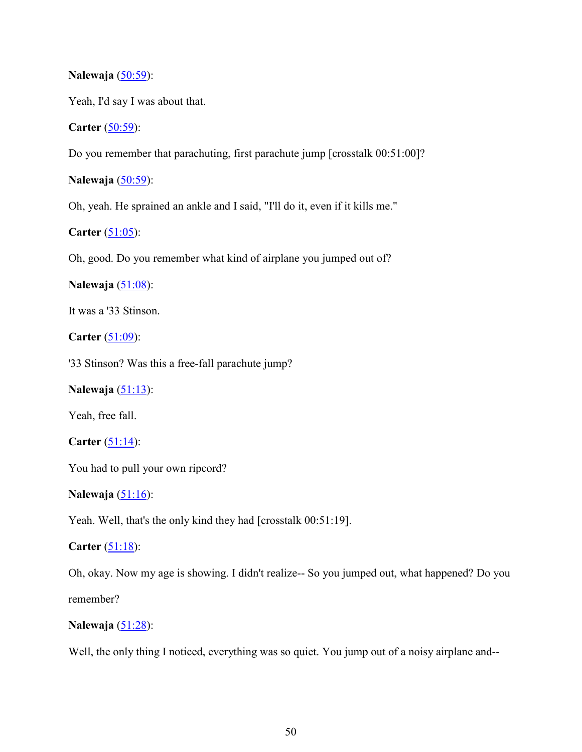**Nalewaja** ([50:59](#)):

Yeah, I'd say I was about that.

**Carter** ([50:59](#)):

Do you remember that parachuting, first parachute jump [crosstalk 00:51:00]?

**Nalewaja** ([50:59](#)):

Oh, yeah. He sprained an ankle and I said, "I'll do it, even if it kills me."

**Carter** ([51:05](#)):

Oh, good. Do you remember what kind of airplane you jumped out of?

**Nalewaja** ([51:08](#)):

It was a '33 Stinson.

**Carter** ([51:09](#)):

'33 Stinson? Was this a free-fall parachute jump?

**Nalewaja** ([51:13](#)):

Yeah, free fall.

**Carter** ([51:14](#)):

You had to pull your own ripcord?

**Nalewaja** ([51:16](#)):

Yeah. Well, that's the only kind they had [crosstalk 00:51:19].

**Carter** ([51:18](#)):

Oh, okay. Now my age is showing. I didn't realize-- So you jumped out, what happened? Do you remember?

**Nalewaja** ([51:28](#)):

Well, the only thing I noticed, everything was so quiet. You jump out of a noisy airplane and--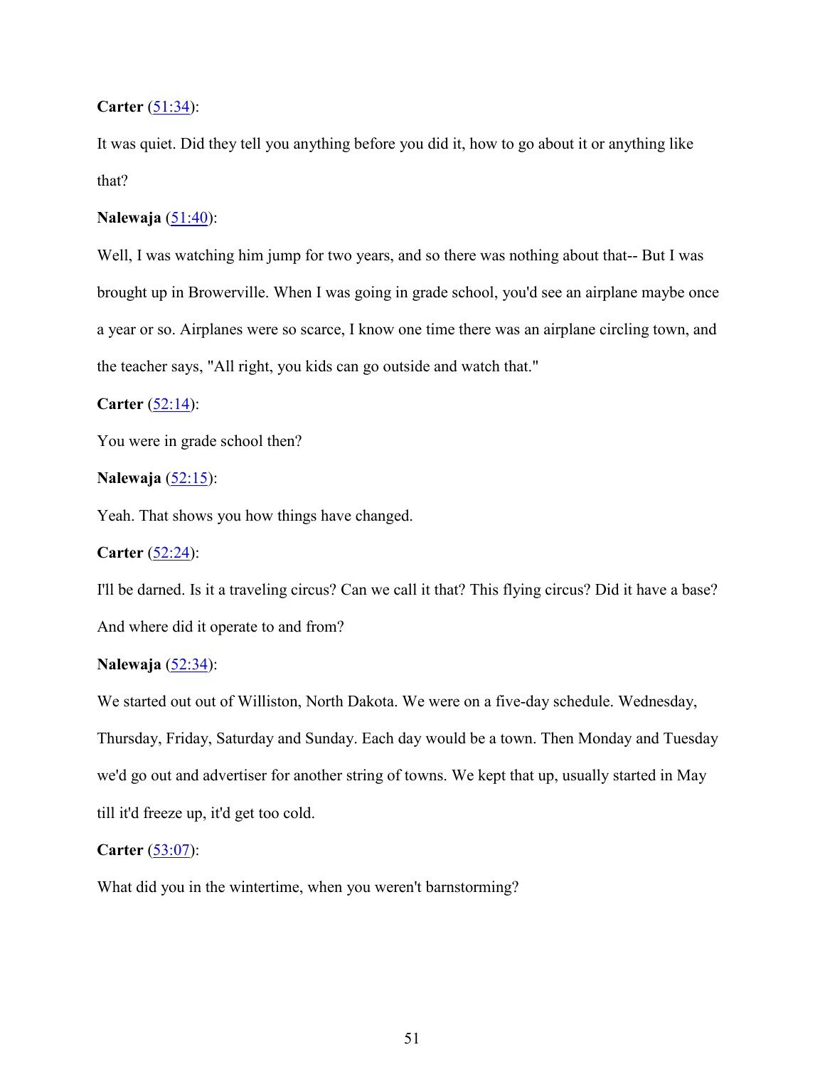**Carter** ([51:34]):

It was quiet. Did they tell you anything before you did it, how to go about it or anything like that?

**Nalewaja** ([51:40]):

Well, I was watching him jump for two years, and so there was nothing about that-- But I was brought up in Browerville. When I was going in grade school, you'd see an airplane maybe once a year or so. Airplanes were so scarce, I know one time there was an airplane circling town, and the teacher says, "All right, you kids can go outside and watch that."

**Carter** ([52:14]):

You were in grade school then?

**Nalewaja** ([52:15]):

Yeah. That shows you how things have changed.

**Carter** ([52:24]):

I'll be darned. Is it a traveling circus? Can we call it that? This flying circus? Did it have a base? And where did it operate to and from?

**Nalewaja** ([52:34]):

We started out out of Williston, North Dakota. We were on a five-day schedule. Wednesday, Thursday, Friday, Saturday and Sunday. Each day would be a town. Then Monday and Tuesday we'd go out and advertiser for another string of towns. We kept that up, usually started in May till it'd freeze up, it'd get too cold.

**Carter** ([53:07]):

What did you in the wintertime, when you weren't barnstorming?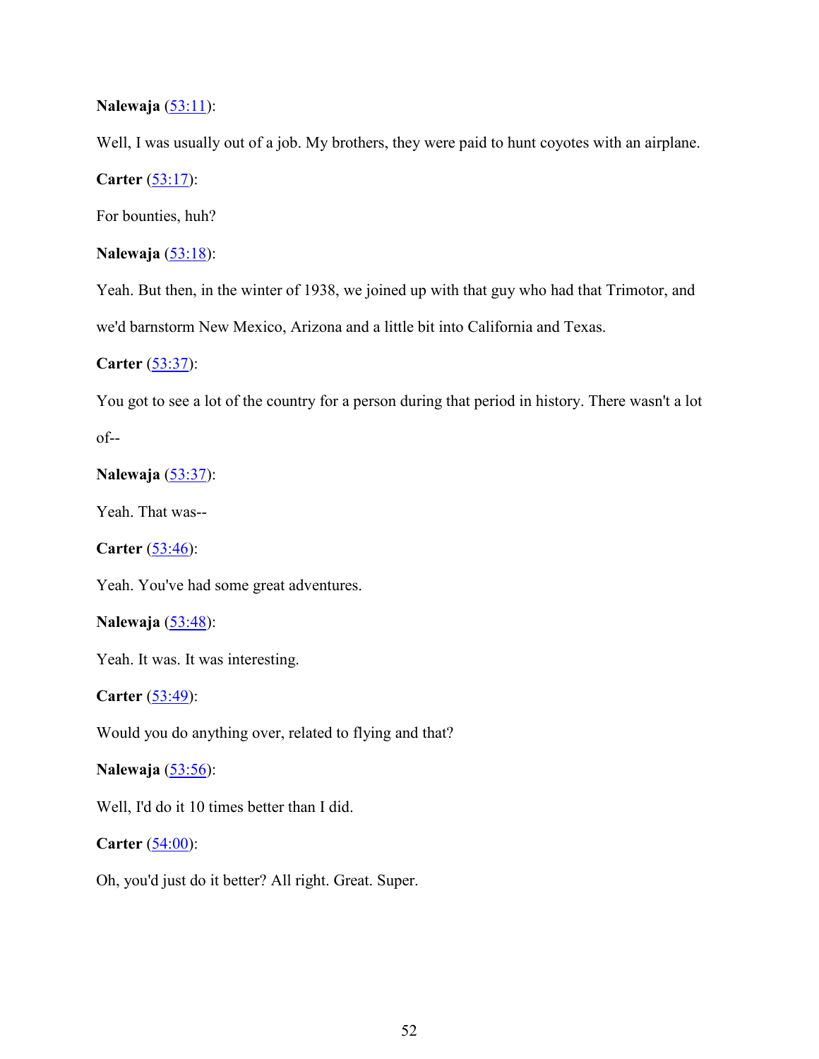**Nalewaja** ([53:11](#)):

Well, I was usually out of a job. My brothers, they were paid to hunt coyotes with an airplane.

**Carter** ([53:17](#)):

For bounties, huh?

**Nalewaja** ([53:18](#)):

Yeah. But then, in the winter of 1938, we joined up with that guy who had that Trimotor, and we'd barnstorm New Mexico, Arizona and a little bit into California and Texas.

**Carter** ([53:37](#)):

You got to see a lot of the country for a person during that period in history. There wasn't a lot of--

**Nalewaja** ([53:37](#)):

Yeah. That was--

**Carter** ([53:46](#)):

Yeah. You've had some great adventures.

**Nalewaja** ([53:48](#)):

Yeah. It was. It was interesting.

**Carter** ([53:49](#)):

Would you do anything over, related to flying and that?

**Nalewaja** ([53:56](#)):

Well, I'd do it 10 times better than I did.

**Carter** ([54:00](#)):

Oh, you'd just do it better? All right. Great. Super.